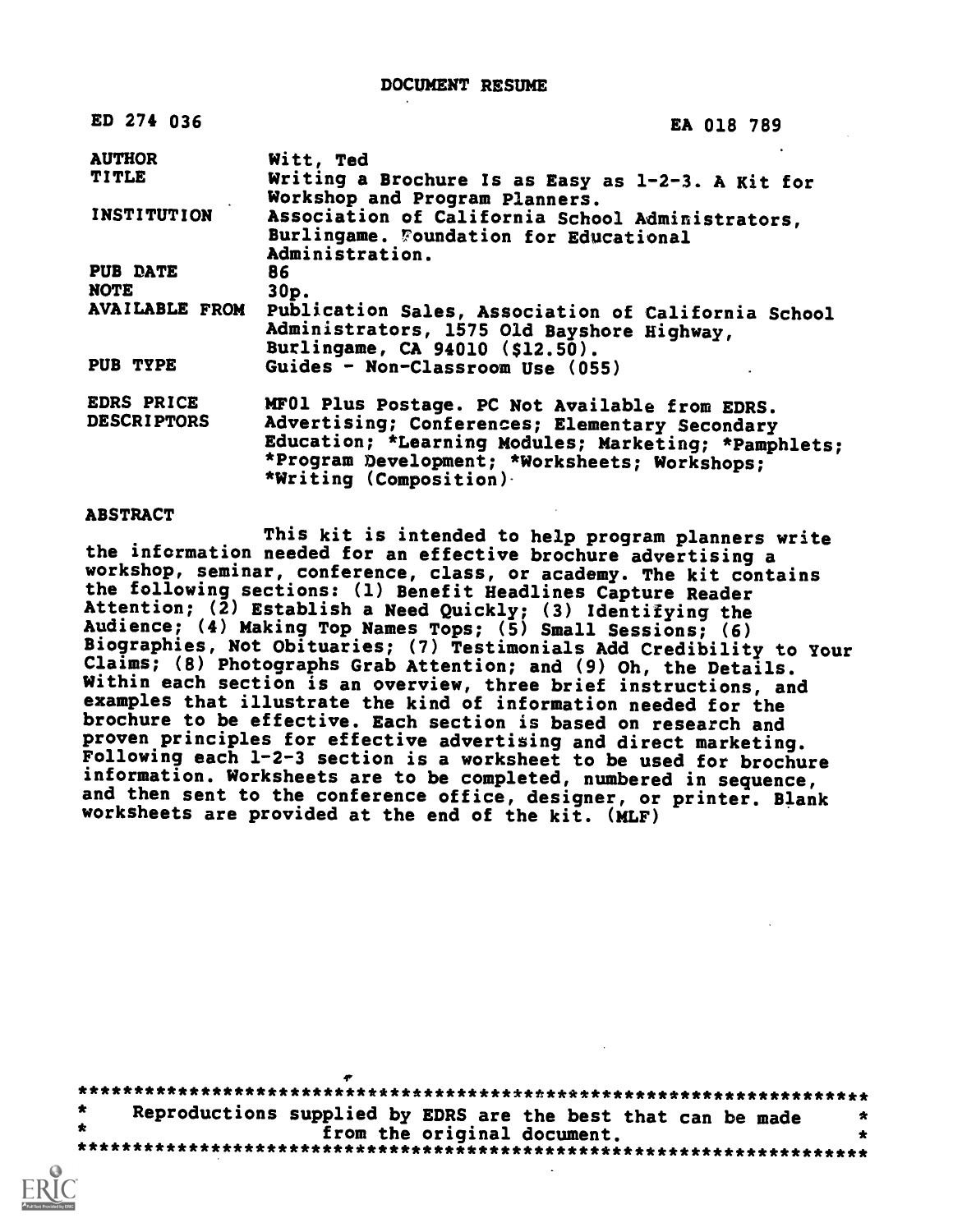# DOCUMENT RESUME

| ED 274 036 | EA 018 789 |
|---|---|
| AUTHOR | Witt, Ted |
| TITLE | Writing a Brochure Is as Easy as 1-2-3. A Kit for Workshop and Program Planners. |
| INSTITUTION | Association of California School Administrators, Burlingame. Foundation for Educational Administration. |
| PUB DATE | 86 |
| NOTE | 30p. |
| AVAILABLE FROM | Publication Sales, Association of California School Administrators, 1575 Old Bayshore Highway, Burlingame, CA 94010 ($12.50). |
| PUB TYPE | Guides - Non-Classroom Use (055) |
| EDRS PRICE | MF01 Plus Postage. PC Not Available from EDRS. |
| DESCRIPTORS | Advertising; Conferences; Elementary Secondary Education; *Learning Modules; Marketing; *Pamphlets; *Program Development; *Worksheets; Workshops; *Writing (Composition) |

## ABSTRACT

This kit is intended to help program planners write the information needed for an effective brochure advertising a workshop, seminar, conference, class, or academy. The kit contains the following sections: (1) Benefit Headlines Capture Reader Attention; (2) Establish a Need Quickly; (3) Identifying the Audience; (4) Making Top Names Tops; (5) Small Sessions; (6) Biographies, Not Obituaries; (7) Testimonials Add Credibility to Your Claims; (8) Photographs Grab Attention; and (9) Oh, the Details. Within each section is an overview, three brief instructions, and examples that illustrate the kind of information needed for the brochure to be effective. Each section is based on research and proven principles for effective advertising and direct marketing. Following each 1-2-3 section is a worksheet to be used for brochure information. Worksheets are to be completed, numbered in sequence, and then sent to the conference office, designer, or printer. Blank worksheets are provided at the end of the kit. (MLF)

***********************************************************************
* Reproductions supplied by EDRS are the best that can be made *
* from the original document. *
***********************************************************************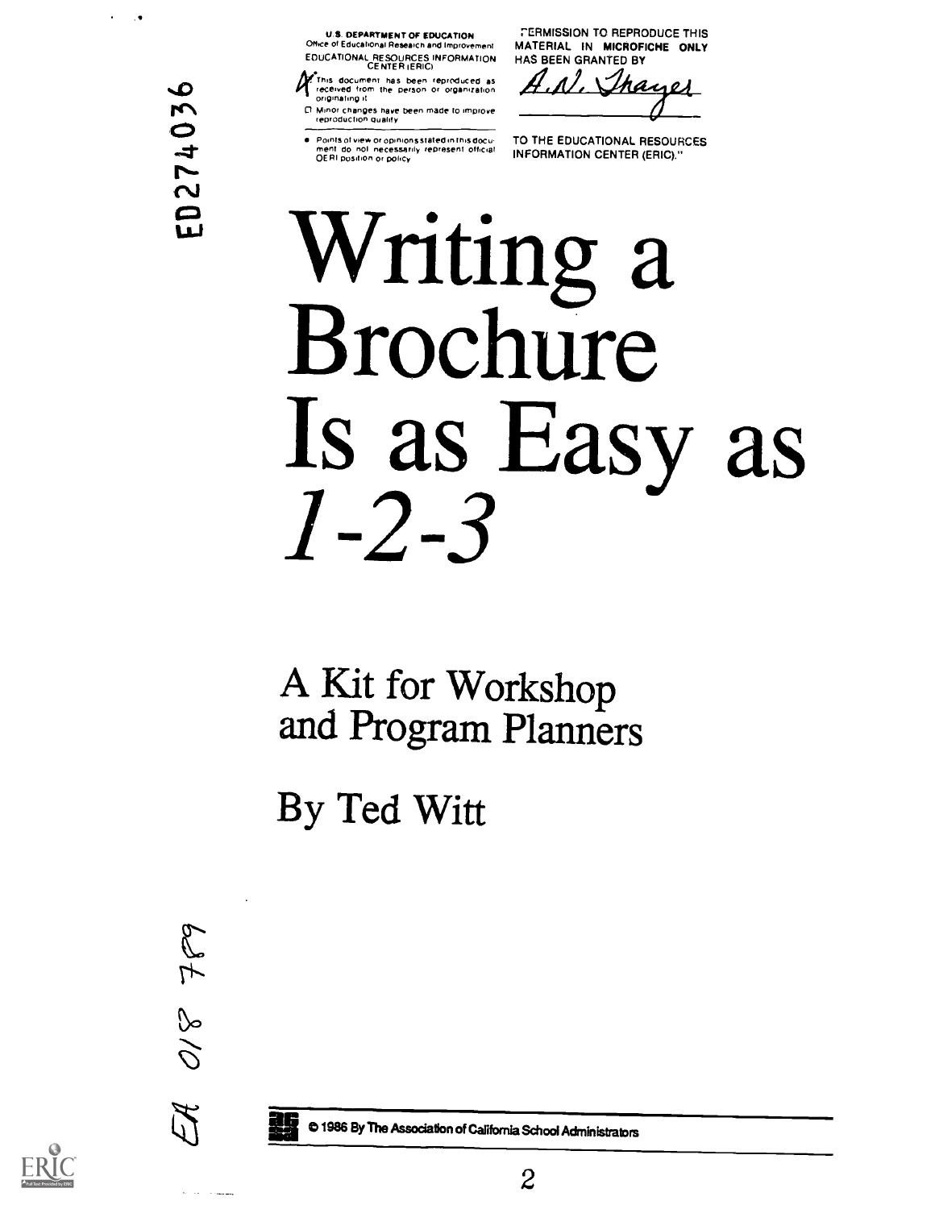U.S. DEPARTMENT OF EDUCATION
Office of Educational Research and Improvement
EDUCATIONAL RESOURCES INFORMATION CENTER (ERIC)

This document has been reproduced as received from the person or organization originating it.

Minor changes have been made to improve reproduction quality

Points of view or opinions stated in this document do not necessarily represent official OERI position or policy

"PERMISSION TO REPRODUCE THIS MATERIAL IN MICROFICHE ONLY HAS BEEN GRANTED BY

A.N. Thayer

TO THE EDUCATIONAL RESOURCES INFORMATION CENTER (ERIC)."

ED274036

# Writing a Brochure Is as Easy as *1-2-3*

## A Kit for Workshop and Program Planners

## By Ted Witt

EA 018 789

© 1986 By The Association of California School Administrators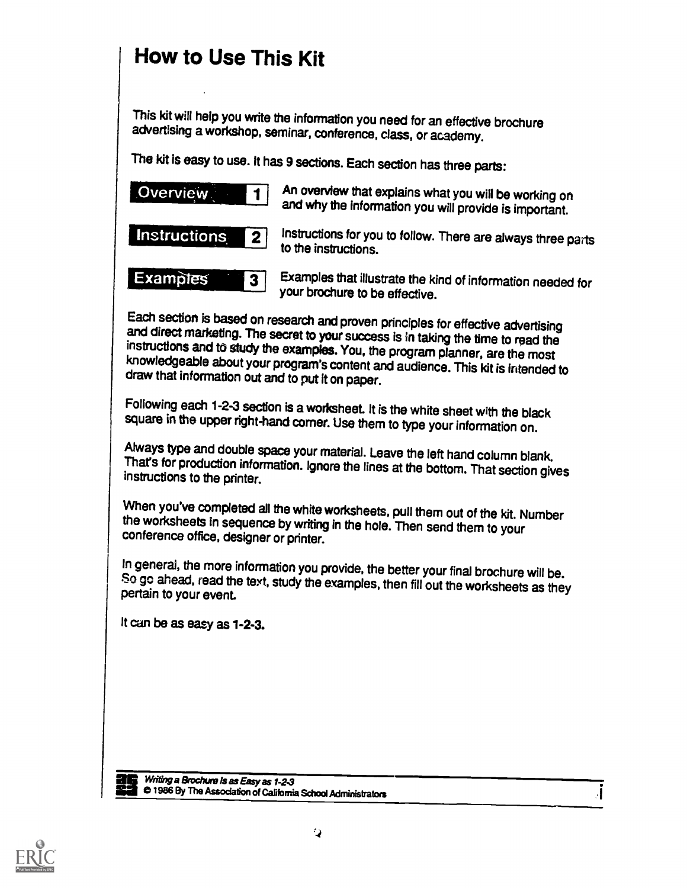# How to Use This Kit

This kit will help you write the information you need for an effective brochure advertising a workshop, seminar, conference, class, or academy.

The kit is easy to use. It has 9 sections. Each section has three parts:

**Overview 1** — An overview that explains what you will be working on and why the information you will provide is important.

**Instructions 2** — Instructions for you to follow. There are always three parts to the instructions.

**Examples 3** — Examples that illustrate the kind of information needed for your brochure to be effective.

Each section is based on research and proven principles for effective advertising and direct marketing. The secret to your success is in taking the time to read the instructions and to study the examples. You, the program planner, are the most knowledgeable about your program's content and audience. This kit is intended to draw that information out and to put it on paper.

Following each 1-2-3 section is a worksheet. It is the white sheet with the black square in the upper right-hand corner. Use them to type your information on.

Always type and double space your material. Leave the left hand column blank. That's for production information. Ignore the lines at the bottom. That section gives instructions to the printer.

When you've completed all the white worksheets, pull them out of the kit. Number the worksheets in sequence by writing in the hole. Then send them to your conference office, designer or printer.

In general, the more information you provide, the better your final brochure will be. So go ahead, read the text, study the examples, then fill out the worksheets as they pertain to your event.

It can be as easy as 1-2-3.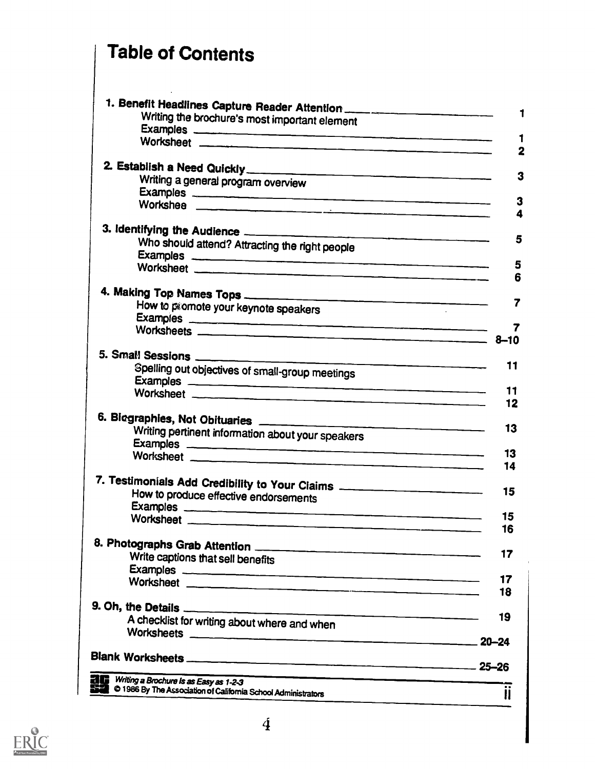# Table of Contents

| | |
|---|---|
| **1. Benefit Headlines Capture Reader Attention** | **1** |
| Writing the brochure's most important element | |
| Examples | **1** |
| Worksheet | **2** |
| **2. Establish a Need Quickly** | **3** |
| Writing a general program overview | |
| Examples | **3** |
| Workshee | **4** |
| **3. Identifying the Audience** | **5** |
| Who should attend? Attracting the right people | |
| Examples | **5** |
| Worksheet | **6** |
| **4. Making Top Names Tops** | **7** |
| How to promote your keynote speakers | |
| Examples | **7** |
| Worksheets | **8–10** |
| **5. Small Sessions** | **11** |
| Spelling out objectives of small-group meetings | |
| Examples | **11** |
| Worksheet | **12** |
| **6. Biographies, Not Obituaries** | **13** |
| Writing pertinent information about your speakers | |
| Examples | **13** |
| Worksheet | **14** |
| **7. Testimonials Add Credibility to Your Claims** | **15** |
| How to produce effective endorsements | |
| Examples | **15** |
| Worksheet | **16** |
| **8. Photographs Grab Attention** | **17** |
| Write captions that sell benefits | |
| Examples | **17** |
| Worksheet | **18** |
| **9. Oh, the Details** | **19** |
| A checklist for writing about where and when | |
| Worksheets | **20–24** |
| **Blank Worksheets** | **25–26** |

*Writing a Brochure Is as Easy as 1-2-3*
© 1986 By The Association of California School Administrators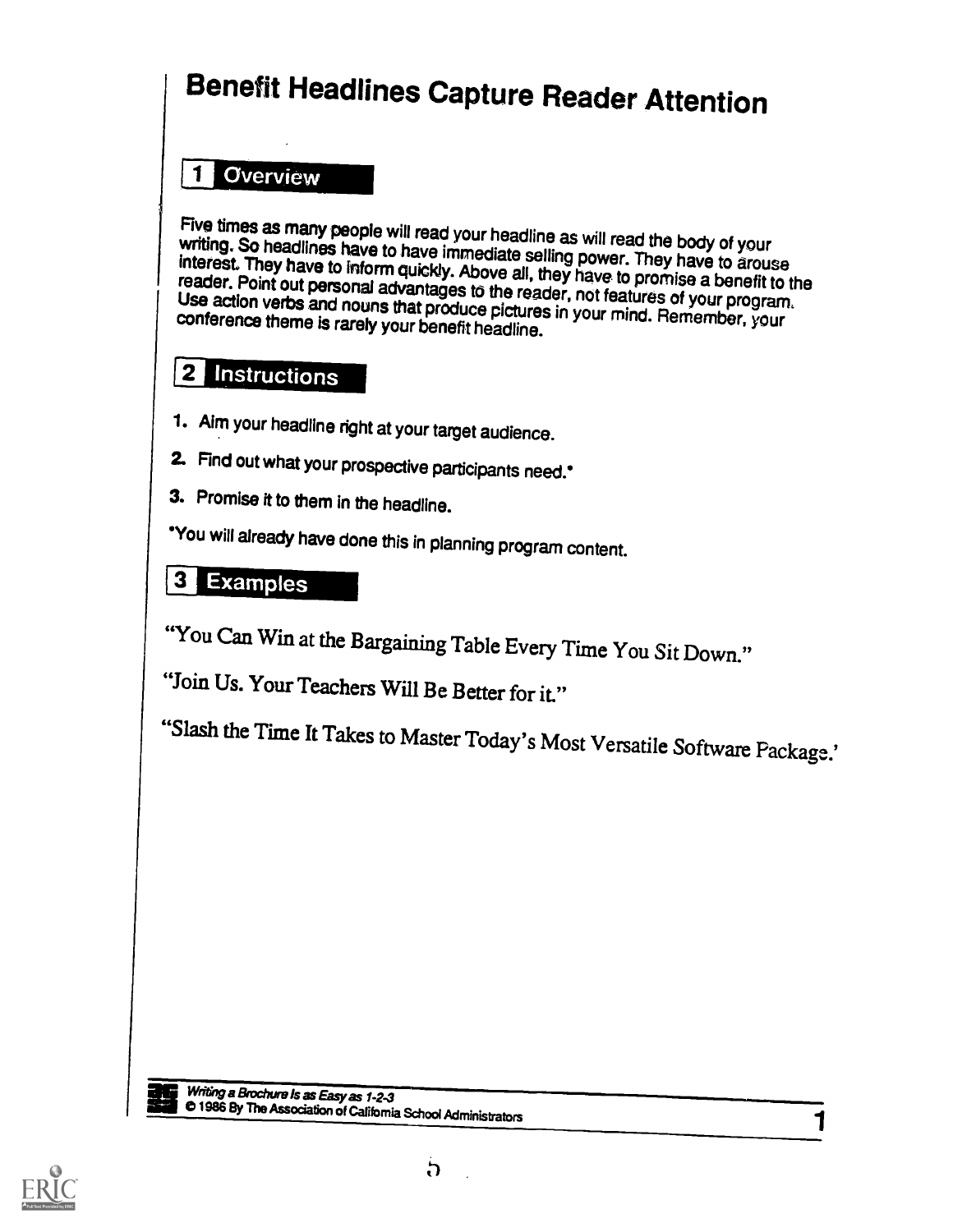# Benefit Headlines Capture Reader Attention

## 1 Overview

Five times as many people will read your headline as will read the body of your writing. So headlines have to have immediate selling power. They have to arouse interest. They have to inform quickly. Above all, they have to promise a benefit to the reader. Point out personal advantages to the reader, not features of your program. Use action verbs and nouns that produce pictures in your mind. Remember, your conference theme is rarely your benefit headline.

## 2 Instructions

1. Aim your headline right at your target audience.
2. Find out what your prospective participants need.*
3. Promise it to them in the headline.

*You will already have done this in planning program content.

## 3 Examples

"You Can Win at the Bargaining Table Every Time You Sit Down."

"Join Us. Your Teachers Will Be Better for it."

"Slash the Time It Takes to Master Today's Most Versatile Software Package."

*Writing a Brochure Is as Easy as 1-2-3*
© 1986 By The Association of California School Administrators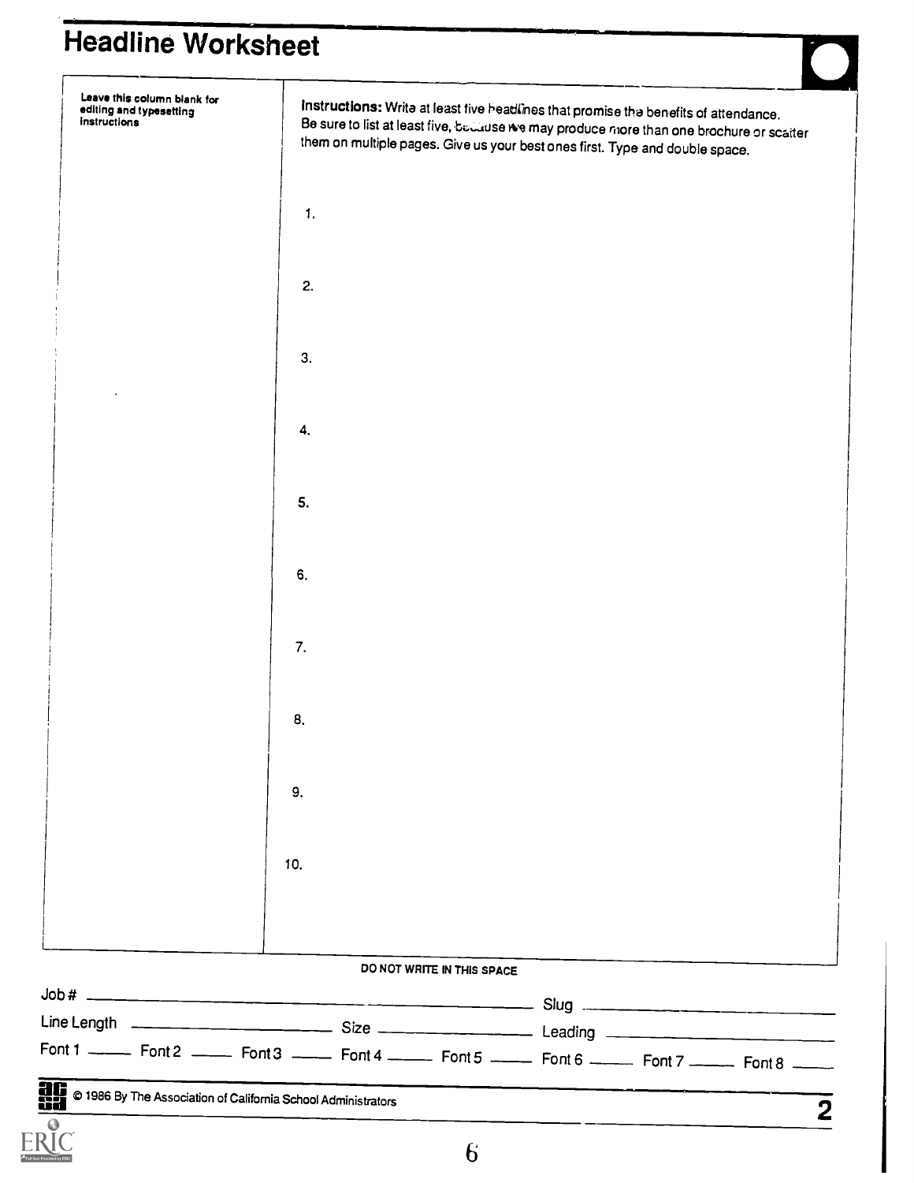# Headline Worksheet

Leave this column blank for editing and typesetting instructions

**Instructions:** Write at least five headlines that promise the benefits of attendance. Be sure to list at least five, because we may produce more than one brochure or scatter them on multiple pages. Give us your best ones first. Type and double space.

1.

2.

3.

4.

5.

6.

7.

8.

9.

10.

DO NOT WRITE IN THIS SPACE

Job # ______________________ Slug ______________________

Line Length ______________ Size ______________ Leading ______________

Font 1 _____ Font 2 _____ Font 3 _____ Font 4 _____ Font 5 _____ Font 6 _____ Font 7 _____ Font 8 _____

© 1986 By The Association of California School Administrators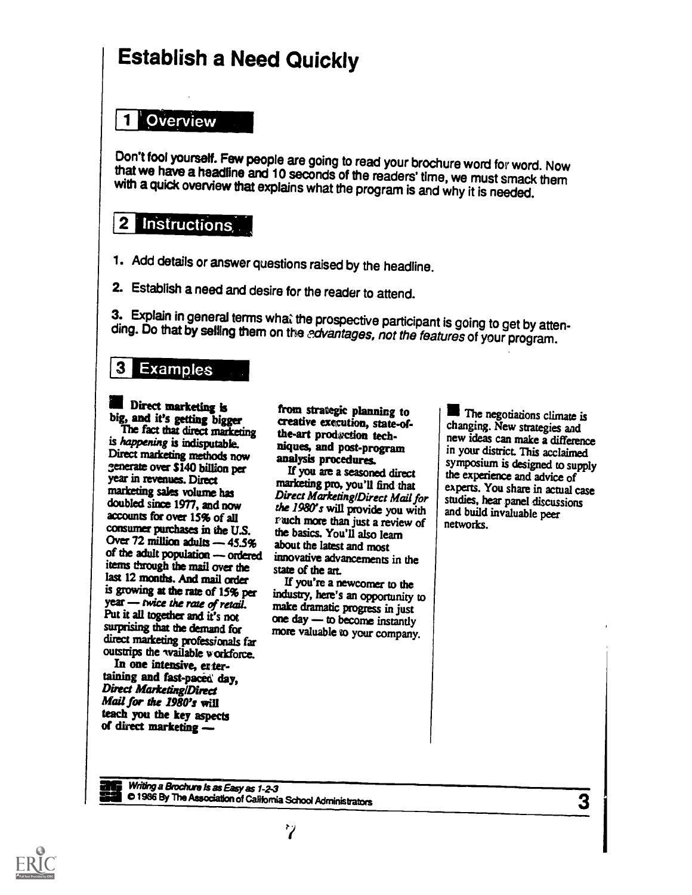# Establish a Need Quickly

## 1 Overview

Don't fool yourself. Few people are going to read your brochure word for word. Now that we have a headline and 10 seconds of the readers' time, we must smack them with a quick overview that explains what the program is and why it is needed.

## 2 Instructions

1. Add details or answer questions raised by the headline.

2. Establish a need and desire for the reader to attend.

3. Explain in general terms what the prospective participant is going to get by attending. Do that by selling them on the *advantages, not the features* of your program.

## 3 Examples

**Direct marketing is big, and it's getting bigger**

The fact that direct marketing is *happening* is indisputable. Direct marketing methods now generate over $140 billion per year in revenues. Direct marketing sales volume has doubled since 1977, and now accounts for over 15% of all consumer purchases in the U.S. Over 72 million adults — 45.5% of the adult population — ordered items through the mail over the last 12 months. And mail order is growing at the rate of 15% per year — *twice the rate of retail.* Put it all together and it's not surprising that the demand for direct marketing professionals far outstrips the available workforce.

**In one intensive, entertaining and fast-paced day, *Direct Marketing/Direct Mail for the 1980's* will teach you the key aspects of direct marketing — from strategic planning to creative execution, state-of-the-art production techniques, and post-program analysis procedures.**

If you are a seasoned direct marketing pro, you'll find that *Direct Marketing/Direct Mail for the 1980's* will provide you with much more than just a review of the basics. You'll also learn about the latest and most innovative advancements in the state of the art.

If you're a newcomer to the industry, here's an opportunity to make dramatic progress in just one day — to become instantly more valuable to your company.

The negotiations climate is changing. New strategies and new ideas can make a difference in your district. This acclaimed symposium is designed to supply the experience and advice of experts. You share in actual case studies, hear panel discussions and build invaluable peer networks.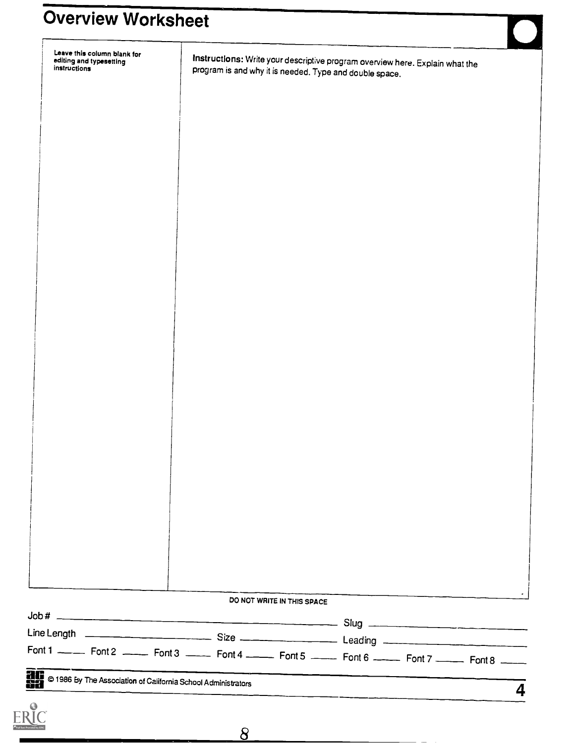# Overview Worksheet

| Leave this column blank for editing and typesetting instructions | **Instructions:** Write your descriptive program overview here. Explain what the program is and why it is needed. Type and double space. |
|---|---|
| | |

DO NOT WRITE IN THIS SPACE

Job # ______________________ Slug ______________________

Line Length ______________ Size ______________ Leading ______________

Font 1 ____ Font 2 ____ Font 3 ____ Font 4 ____ Font 5 ____ Font 6 ____ Font 7 ____ Font 8 ____

© 1986 By The Association of California School Administrators

4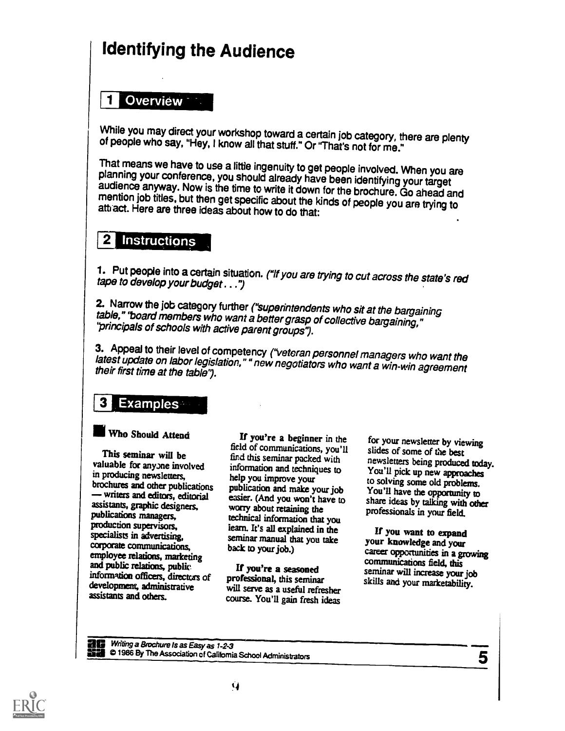# Identifying the Audience

## 1 Overview

While you may direct your workshop toward a certain job category, there are plenty of people who say, "Hey, I know all that stuff." Or "That's not for me."

That means we have to use a little ingenuity to get people involved. When you are planning your conference, you should already have been identifying your target audience anyway. Now is the time to write it down for the brochure. Go ahead and mention job titles, but then get specific about the kinds of people you are trying to attract. Here are three ideas about how to do that:

## 2 Instructions

1. Put people into a certain situation. *("If you are trying to cut across the state's red tape to develop your budget . . .")*

2. Narrow the job category further *("superintendents who sit at the bargaining table," "board members who want a better grasp of collective bargaining," "principals of schools with active parent groups").*

3. Appeal to their level of competency *("veteran personnel managers who want the latest update on labor legislation," " new negotiators who want a win-win agreement their first time at the table").*

## 3 Examples

### Who Should Attend

This seminar will be valuable for anyone involved in producing newsletters, brochures and other publications — writers and editors, editorial assistants, graphic designers, publications managers, production supervisors, specialists in advertising, corporate communications, employee relations, marketing and public relations, public information officers, directors of development, administrative assistants and others.

**If you're a beginner** in the field of communications, you'll find this seminar packed with information and techniques to help you improve your publication and make your job easier. (And you won't have to worry about retaining the technical information that you learn. It's all explained in the seminar manual that you take back to your job.)

**If you're a seasoned professional,** this seminar will serve as a useful refresher course. You'll gain fresh ideas for your newsletter by viewing slides of some of the best newsletters being produced today. You'll pick up new approaches to solving some old problems. You'll have the opportunity to share ideas by talking with other professionals in your field.

**If you want to expand your knowledge and your** career opportunities in a growing communications field, this seminar will increase your job skills and your marketability.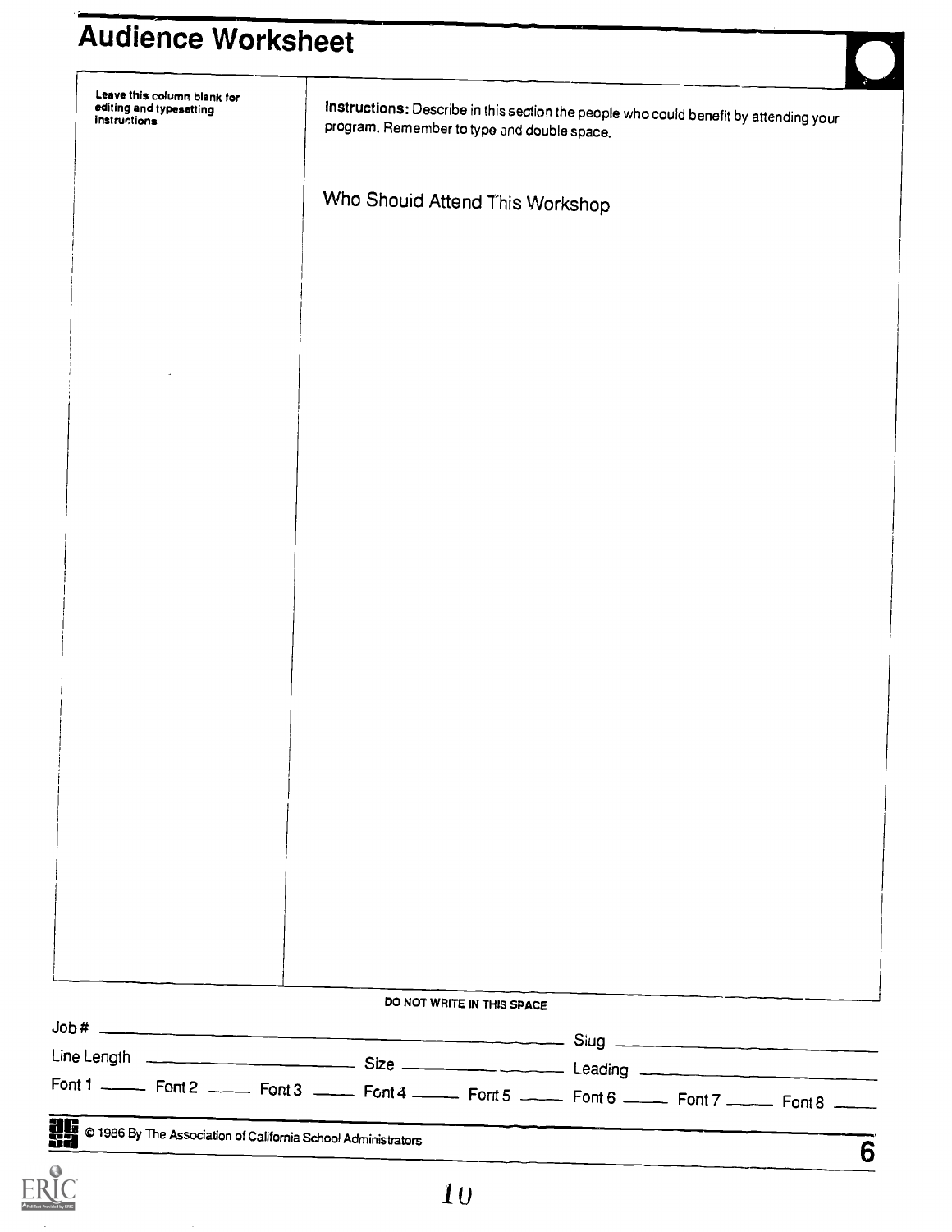# Audience Worksheet

Leave this column blank for editing and typesetting instructions

**Instructions:** Describe in this section the people who could benefit by attending your program. Remember to type and double space.

Who Should Attend This Workshop

DO NOT WRITE IN THIS SPACE

Job # ______________________ Slug ______________________

Line Length ______________ Size ______________ Leading ______________

Font 1 _____ Font 2 _____ Font 3 _____ Font 4 _____ Font 5 _____ Font 6 _____ Font 7 _____ Font 8 _____

© 1986 By The Association of California School Administrators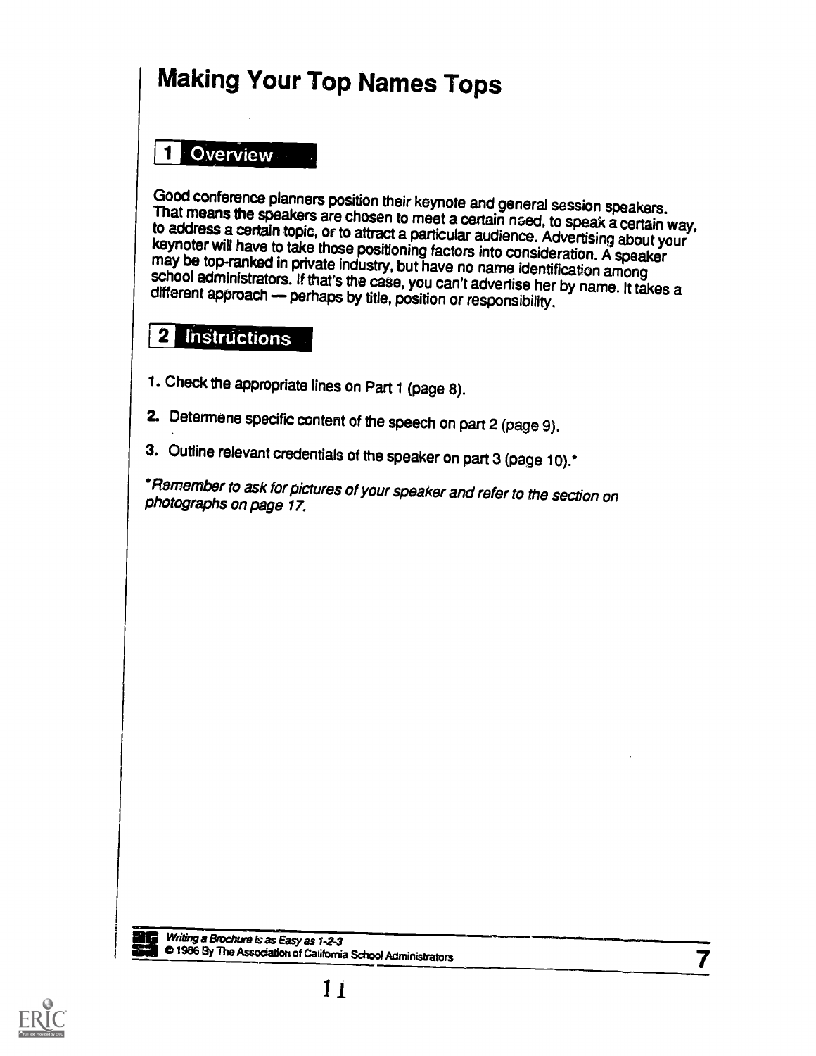# Making Your Top Names Tops

## 1 Overview

Good conference planners position their keynote and general session speakers. That means the speakers are chosen to meet a certain need, to speak a certain way, to address a certain topic, or to attract a particular audience. Advertising about your keynoter will have to take those positioning factors into consideration. A speaker may be top-ranked in private industry, but have no name identification among school administrators. If that's the case, you can't advertise her by name. It takes a different approach — perhaps by title, position or responsibility.

## 2 Instructions

1. Check the appropriate lines on Part 1 (page 8).
2. Determene specific content of the speech on part 2 (page 9).
3. Outline relevant credentials of the speaker on part 3 (page 10).*

*\*Remember to ask for pictures of your speaker and refer to the section on photographs on page 17.*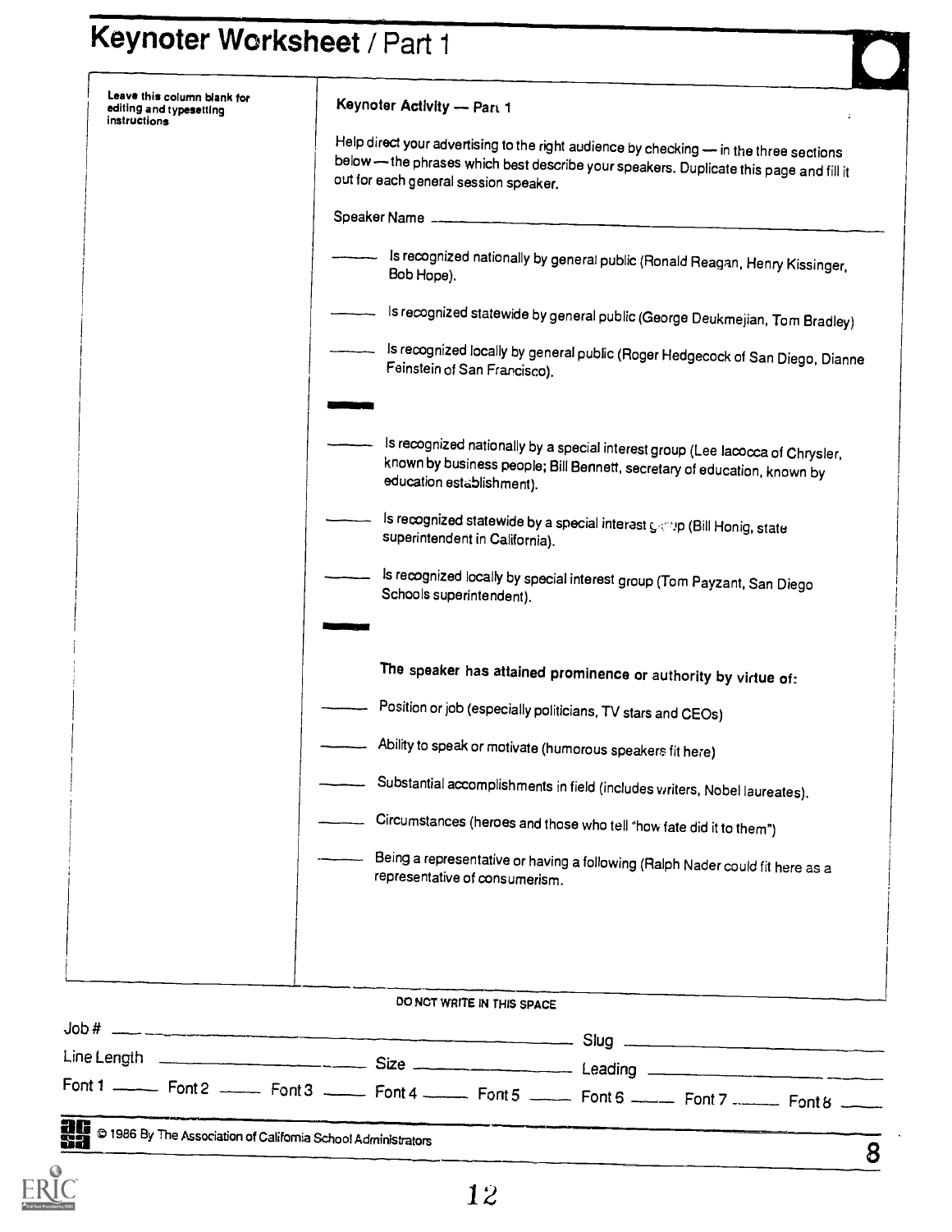# Keynoter Worksheet / Part 1

Leave this column blank for editing and typesetting instructions

**Keynoter Activity — Part 1**

Help direct your advertising to the right audience by checking — in the three sections below — the phrases which best describe your speakers. Duplicate this page and fill it out for each general session speaker.

Speaker Name ______________________________

_____ Is recognized nationally by general public (Ronald Reagan, Henry Kissinger, Bob Hope).

_____ Is recognized statewide by general public (George Deukmejian, Tom Bradley)

_____ Is recognized locally by general public (Roger Hedgecock of San Diego, Dianne Feinstein of San Francisco).

---

_____ Is recognized nationally by a special interest group (Lee Iacocca of Chrysler, known by business people; Bill Bennett, secretary of education, known by education establishment).

_____ Is recognized statewide by a special interest group (Bill Honig, state superintendent in California).

_____ Is recognized locally by special interest group (Tom Payzant, San Diego Schools superintendent).

---

**The speaker has attained prominence or authority by virtue of:**

_____ Position or job (especially politicians, TV stars and CEOs)

_____ Ability to speak or motivate (humorous speakers fit here)

_____ Substantial accomplishments in field (includes writers, Nobel laureates).

_____ Circumstances (heroes and those who tell "how fate did it to them")

_____ Being a representative or having a following (Ralph Nader could fit here as a representative of consumerism.

DO NOT WRITE IN THIS SPACE

Job # ______________________ Slug ______________________

Line Length ______________ Size ______________ Leading ______________

Font 1 _____ Font 2 _____ Font 3 _____ Font 4 _____ Font 5 _____ Font 6 _____ Font 7 _____ Font 8 _____

© 1986 By The Association of California School Administrators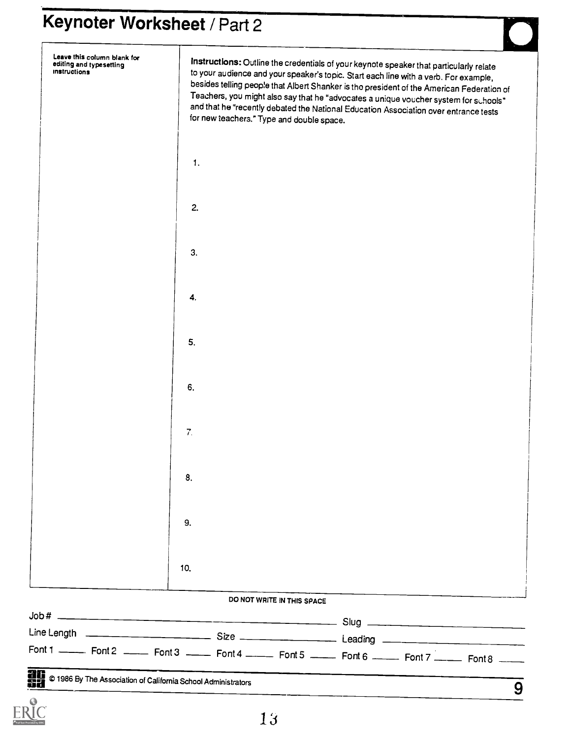# Keynoter Worksheet / Part 2

Leave this column blank for editing and typesetting instructions

**Instructions:** Outline the credentials of your keynote speaker that particularly relate to your audience and your speaker's topic. Start each line with a verb. For example, besides telling people that Albert Shanker is the president of the American Federation of Teachers, you might also say that he "advocates a unique voucher system for schools" and that he "recently debated the National Education Association over entrance tests for new teachers." Type and double space.

1.

2.

3.

4.

5.

6.

7.

8.

9.

10.

DO NOT WRITE IN THIS SPACE

Job # ____________________ Slug ____________________

Line Length ____________ Size ____________ Leading ____________

Font 1 ____ Font 2 ____ Font 3 ____ Font 4 ____ Font 5 ____ Font 6 ____ Font 7 ____ Font 8 ____

© 1986 By The Association of California School Administrators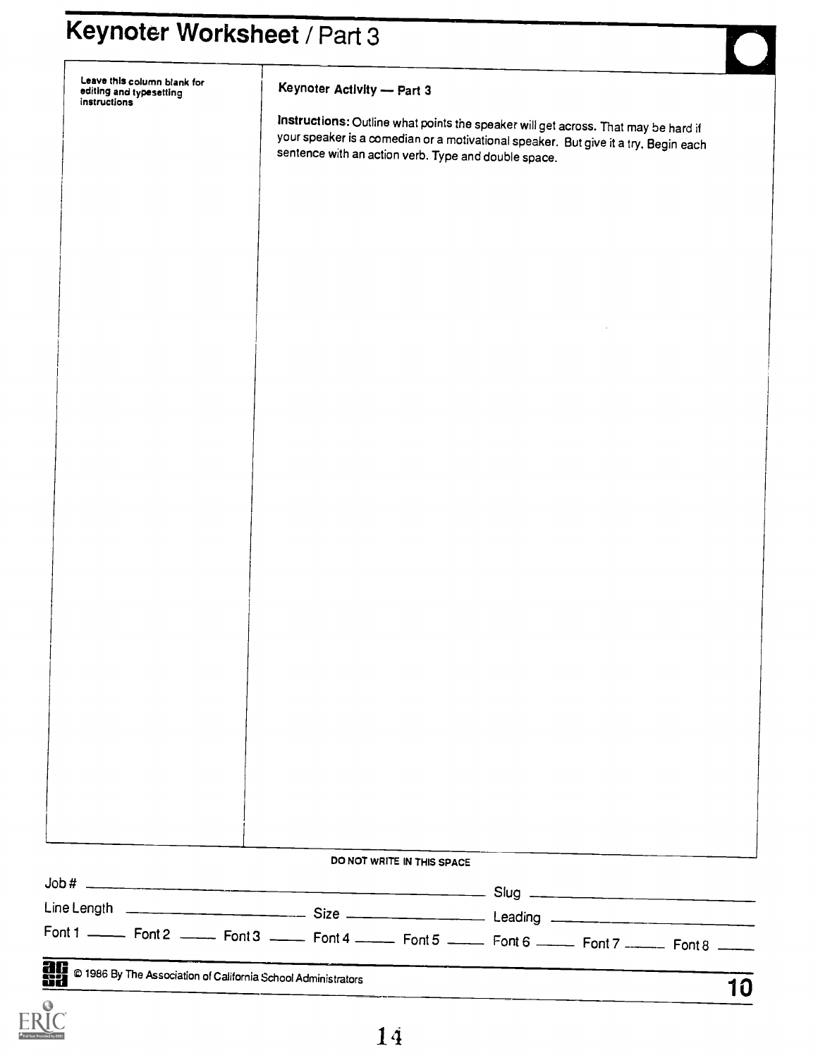# Keynoter Worksheet / Part 3

Leave this column blank for editing and typesetting instructions

**Keynoter Activity — Part 3**

**Instructions:** Outline what points the speaker will get across. That may be hard if your speaker is a comedian or a motivational speaker. But give it a try. Begin each sentence with an action verb. Type and double space.

DO NOT WRITE IN THIS SPACE

Job # ______________________ Slug ______________________

Line Length ______________ Size ______________ Leading ______________

Font 1 _____ Font 2 _____ Font 3 _____ Font 4 _____ Font 5 _____ Font 6 _____ Font 7 _____ Font 8 _____

© 1986 By The Association of California School Administrators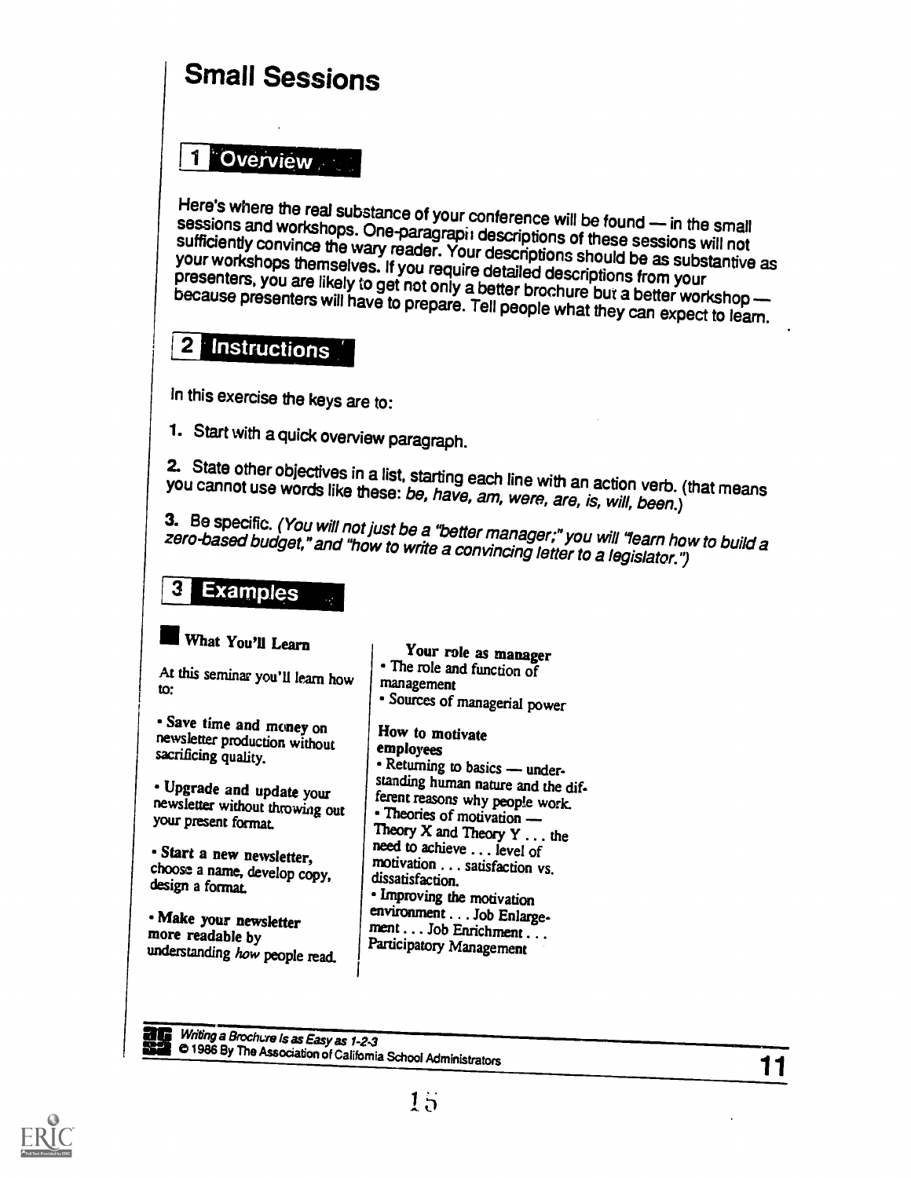# Small Sessions

## 1 Overview

Here's where the real substance of your conference will be found — in the small sessions and workshops. One-paragraph descriptions of these sessions will not sufficiently convince the wary reader. Your descriptions should be as substantive as your workshops themselves. If you require detailed descriptions from your presenters, you are likely to get not only a better brochure but a better workshop — because presenters will have to prepare. Tell people what they can expect to learn.

## 2 Instructions

In this exercise the keys are to:

1. Start with a quick overview paragraph.

2. State other objectives in a list, starting each line with an action verb. (that means you cannot use words like these: *be, have, am, were, are, is, will, been.*)

3. Be specific. *(You will not just be a "better manager;" you will "learn how to build a zero-based budget," and "how to write a convincing letter to a legislator.")*

## 3 Examples

### What You'll Learn

At this seminar you'll learn how to:

- **Save time and money** on newsletter production without sacrificing quality.
- **Upgrade and update your** newsletter without throwing out your present format.
- **Start a new newsletter,** choose a name, develop copy, design a format.
- **Make your newsletter more readable** by understanding *how* people read.

**Your role as manager**

- The role and function of management
- Sources of managerial power

**How to motivate employees**

- Returning to basics — understanding human nature and the different reasons why people work.
- Theories of motivation — Theory X and Theory Y . . . the need to achieve . . . level of motivation . . . satisfaction vs. dissatisfaction.
- Improving the motivation environment . . . Job Enlargement . . . Job Enrichment . . . Participatory Management

*Writing a Brochure Is as Easy as 1-2-3*
© 1986 By The Association of California School Administrators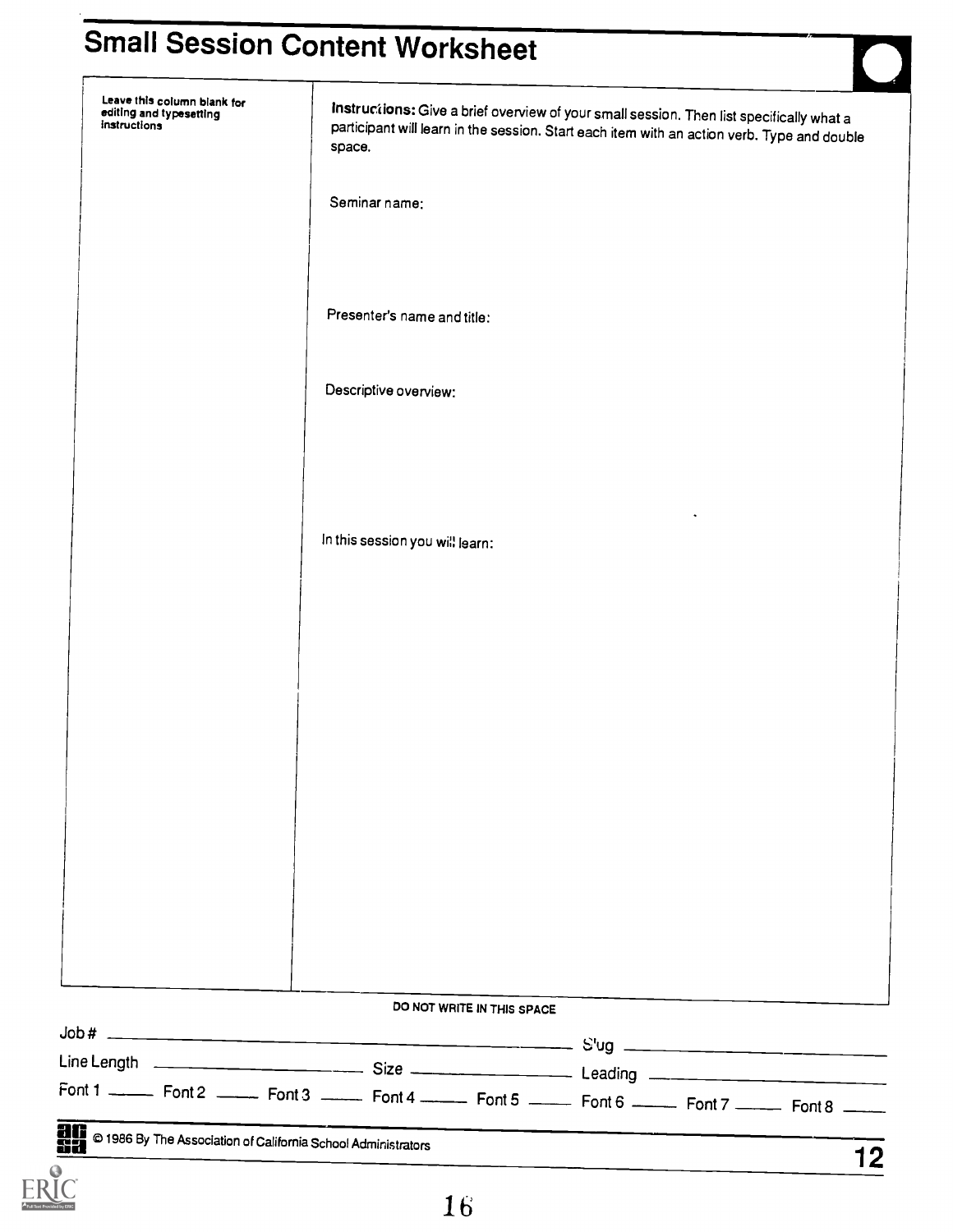# Small Session Content Worksheet

Leave this column blank for editing and typesetting instructions

**Instructions:** Give a brief overview of your small session. Then list specifically what a participant will learn in the session. Start each item with an action verb. Type and double space.

Seminar name:

Presenter's name and title:

Descriptive overview:

In this session you will learn:

DO NOT WRITE IN THIS SPACE

Job # ______________________ Slug ______________________

Line Length ______________ Size ______________ Leading ______________

Font 1 _____ Font 2 _____ Font 3 _____ Font 4 _____ Font 5 _____ Font 6 _____ Font 7 _____ Font 8 _____

© 1986 By The Association of California School Administrators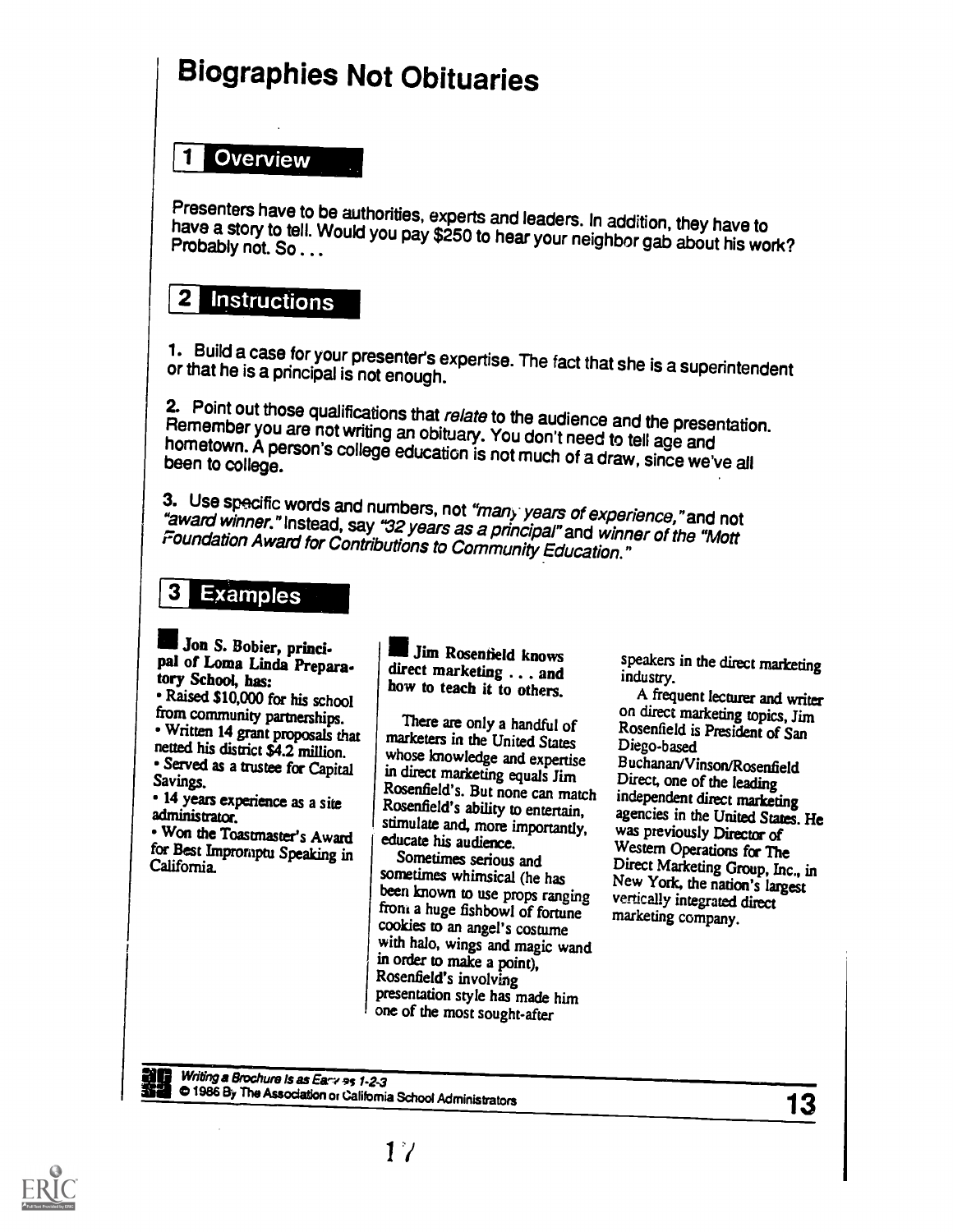# Biographies Not Obituaries

## 1 Overview

Presenters have to be authorities, experts and leaders. In addition, they have to have a story to tell. Would you pay $250 to hear your neighbor gab about his work? Probably not. So . . .

## 2 Instructions

1. Build a case for your presenter's expertise. The fact that she is a superintendent or that he is a principal is not enough.

2. Point out those qualifications that *relate* to the audience and the presentation. Remember you are not writing an obituary. You don't need to tell age and hometown. A person's college education is not much of a draw, since we've all been to college.

3. Use specific words and numbers, not *"many years of experience,"* and not *"award winner."* Instead, say *"32 years as a principal"* and *winner of the "Mott Foundation Award for Contributions to Community Education."*

## 3 Examples

**Jon S. Bobier, principal of Loma Linda Preparatory School, has:**

- Raised $10,000 for his school from community partnerships.
- Written 14 grant proposals that netted his district $4.2 million.
- Served as a trustee for Capital Savings.
- 14 years experience as a site administrator.
- Won the Toastmaster's Award for Best Impromptu Speaking in California.

**Jim Rosenfield knows direct marketing . . . and how to teach it to others.**

There are only a handful of marketers in the United States whose knowledge and expertise in direct marketing equals Jim Rosenfield's. But none can match Rosenfield's ability to entertain, stimulate and, more importantly, educate his audience.

Sometimes serious and sometimes whimsical (he has been known to use props ranging from a huge fishbowl of fortune cookies to an angel's costume with halo, wings and magic wand in order to make a point), Rosenfield's involving presentation style has made him one of the most sought-after speakers in the direct marketing industry.

A frequent lecturer and writer on direct marketing topics, Jim Rosenfield is President of San Diego-based Buchanan/Vinson/Rosenfield Direct, one of the leading independent direct marketing agencies in the United States. He was previously Director of Western Operations for The Direct Marketing Group, Inc., in New York, the nation's largest vertically integrated direct marketing company.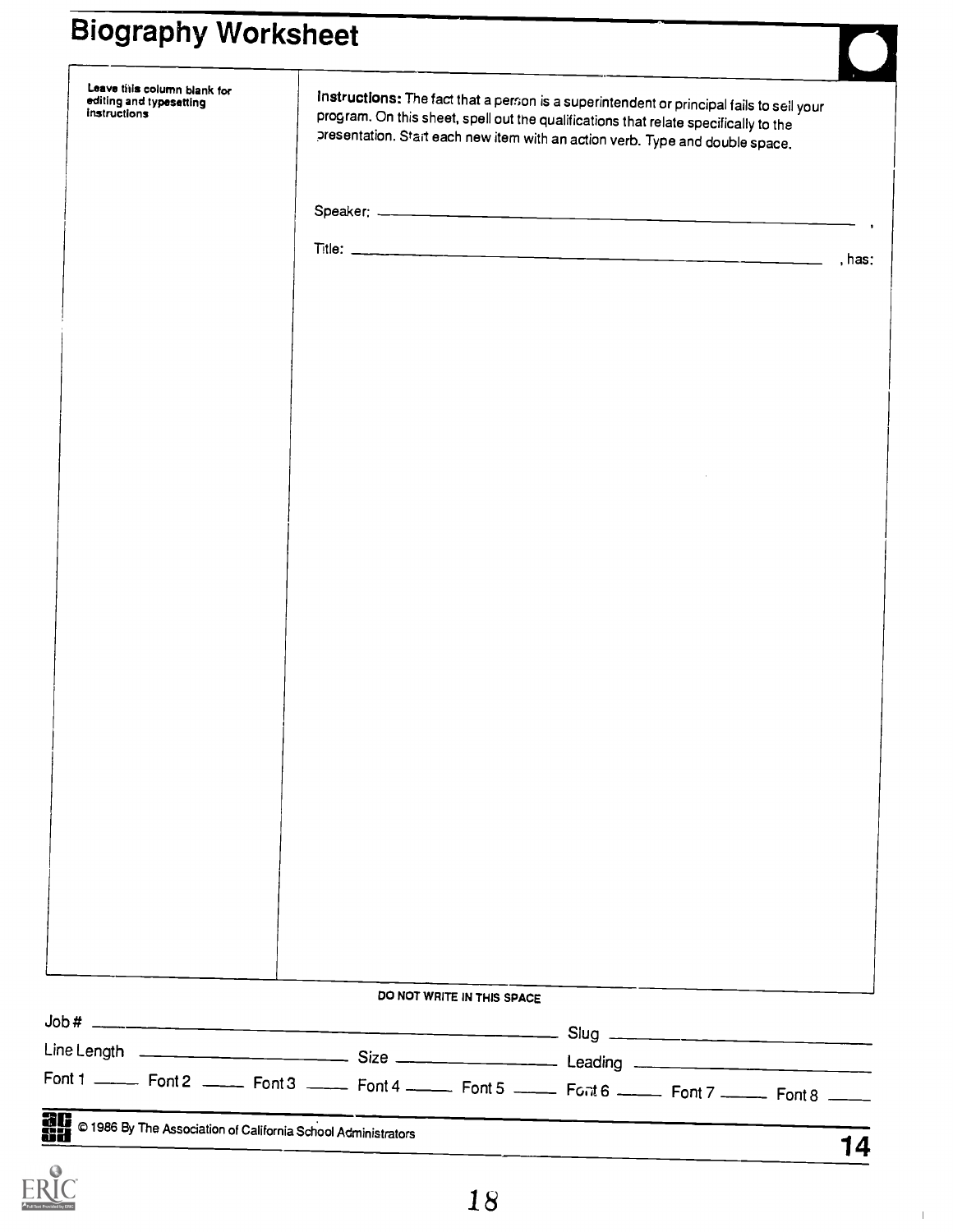# Biography Worksheet

Leave this column blank for editing and typesetting instructions

**Instructions:** The fact that a person is a superintendent or principal fails to sell your program. On this sheet, spell out the qualifications that relate specifically to the presentation. Start each new item with an action verb. Type and double space.

Speaker: ______________________________________________,

Title: ______________________________________________, has:

DO NOT WRITE IN THIS SPACE

Job # ______________________________ Slug ______________________

Line Length ________________ Size ________________ Leading ________________

Font 1 _____ Font 2 _____ Font 3 _____ Font 4 _____ Font 5 _____ Font 6 _____ Font 7 _____ Font 8 _____

© 1986 By The Association of California School Administrators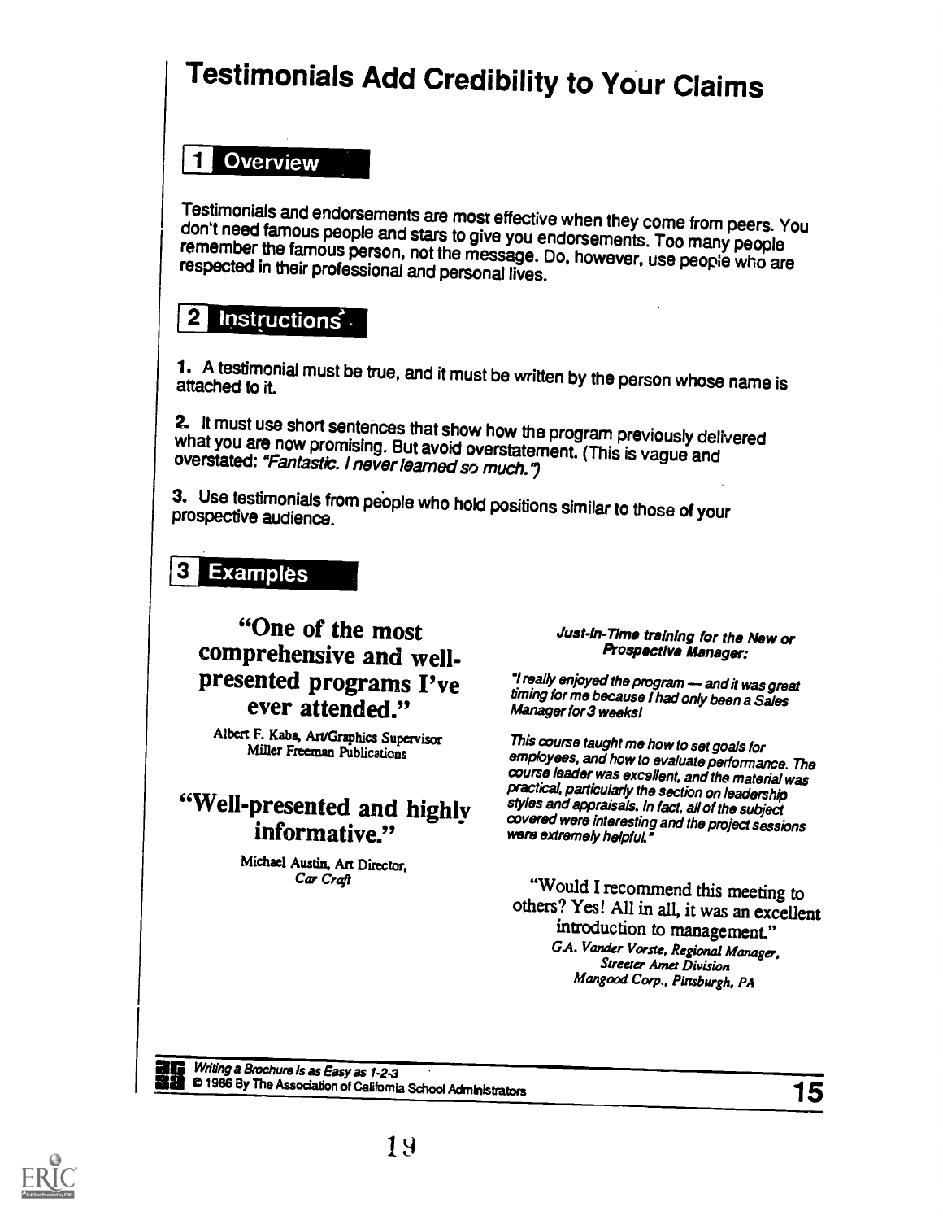# Testimonials Add Credibility to Your Claims

## 1 Overview

Testimonials and endorsements are most effective when they come from peers. You don't need famous people and stars to give you endorsements. Too many people remember the famous person, not the message. Do, however, use people who are respected in their professional and personal lives.

## 2 Instructions

1. A testimonial must be true, and it must be written by the person whose name is attached to it.

2. It must use short sentences that show how the program previously delivered what you are now promising. But avoid overstatement. (This is vague and overstated: *"Fantastic. I never learned so much."*)

3. Use testimonials from people who hold positions similar to those of your prospective audience.

## 3 Examples

**"One of the most comprehensive and well-presented programs I've ever attended."**

Albert F. Kaba, Art/Graphics Supervisor
Miller Freeman Publications

**"Well-presented and highly informative."**

Michael Austin, Art Director,
*Car Craft*

***Just-In-Time training for the New or Prospective Manager:***

*"I really enjoyed the program — and it was great timing for me because I had only been a Sales Manager for 3 weeks!*

*This course taught me how to set goals for employees, and how to evaluate performance. The course leader was excellent, and the material was practical, particularly the section on leadership styles and appraisals. In fact, all of the subject covered were interesting and the project sessions were extremely helpful."*

"Would I recommend this meeting to others? Yes! All in all, it was an excellent introduction to management."

*G.A. Vander Vorste, Regional Manager,*
*Streeter Amet Division*
*Mangood Corp., Pittsburgh, PA*

*Writing a Brochure Is as Easy as 1-2-3*
© 1986 By The Association of California School Administrators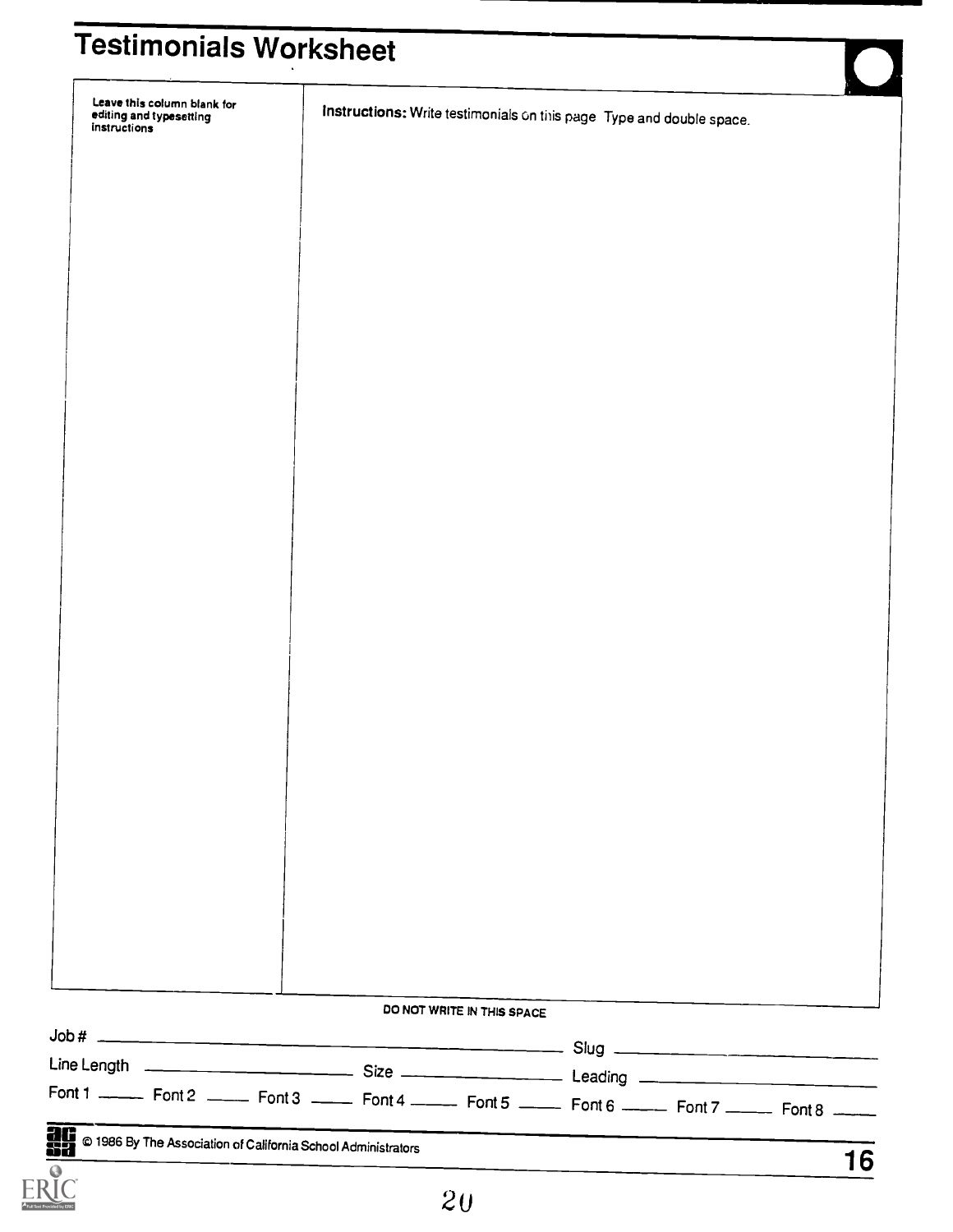# Testimonials Worksheet

| Leave this column blank for editing and typesetting instructions | **Instructions:** Write testimonials on this page Type and double space. |
|---|---|
| | |

DO NOT WRITE IN THIS SPACE

Job # ______________________ Slug ______________________

Line Length ______________ Size ______________ Leading ______________

Font 1 _____ Font 2 _____ Font 3 _____ Font 4 _____ Font 5 _____ Font 6 _____ Font 7 _____ Font 8 _____

© 1986 By The Association of California School Administrators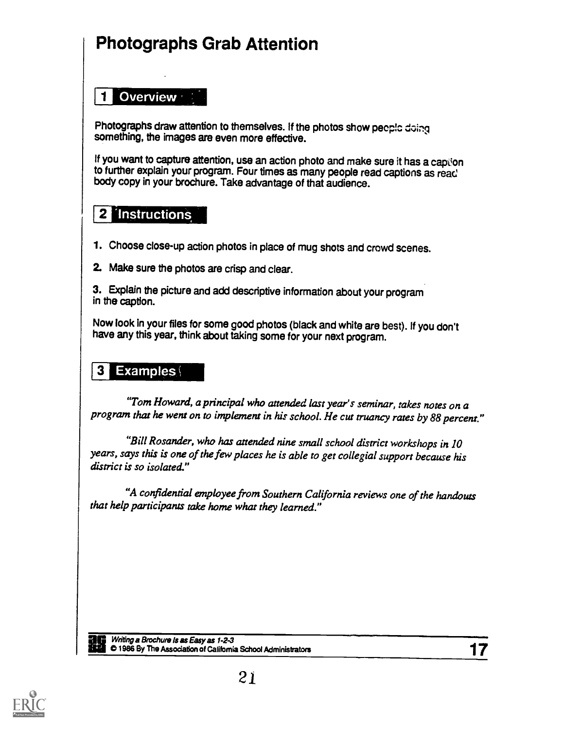# Photographs Grab Attention

## 1 Overview

Photographs draw attention to themselves. If the photos show people doing something, the images are even more effective.

If you want to capture attention, use an action photo and make sure it has a caption to further explain your program. Four times as many people read captions as read body copy in your brochure. Take advantage of that audience.

## 2 Instructions

1. Choose close-up action photos in place of mug shots and crowd scenes.
2. Make sure the photos are crisp and clear.
3. Explain the picture and add descriptive information about your program in the caption.

Now look in your files for some good photos (black and white are best). If you don't have any this year, think about taking some for your next program.

## 3 Examples

*"Tom Howard, a principal who attended last year's seminar, takes notes on a program that he went on to implement in his school. He cut truancy rates by 88 percent."*

*"Bill Rosander, who has attended nine small school district workshops in 10 years, says this is one of the few places he is able to get collegial support because his district is so isolated."*

*"A confidential employee from Southern California reviews one of the handouts that help participants take home what they learned."*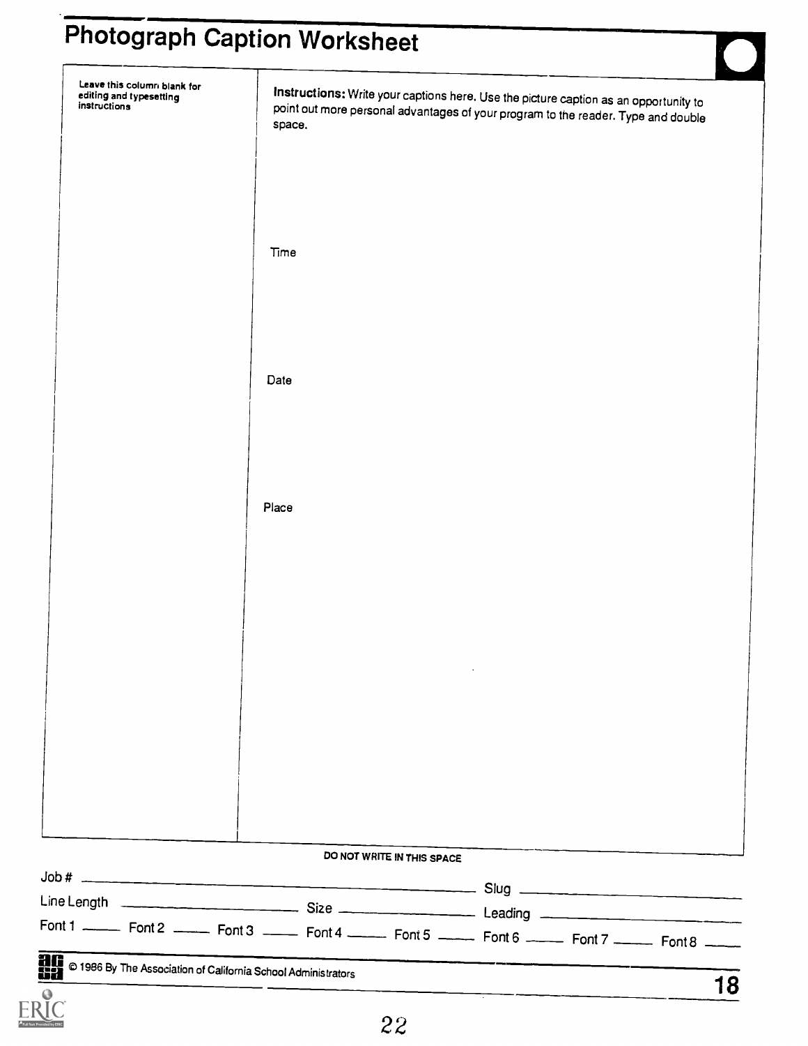# Photograph Caption Worksheet

| Leave this column blank for editing and typesetting instructions | **Instructions:** Write your captions here. Use the picture caption as an opportunity to point out more personal advantages of your program to the reader. Type and double space. |
|---|---|
| | Time |
| | Date |
| | Place |

DO NOT WRITE IN THIS SPACE

Job # ______________________ Slug ______________________

Line Length ______________ Size ______________ Leading ______________

Font 1 _____ Font 2 _____ Font 3 _____ Font 4 _____ Font 5 _____ Font 6 _____ Font 7 _____ Font 8 _____

© 1986 By The Association of California School Administrators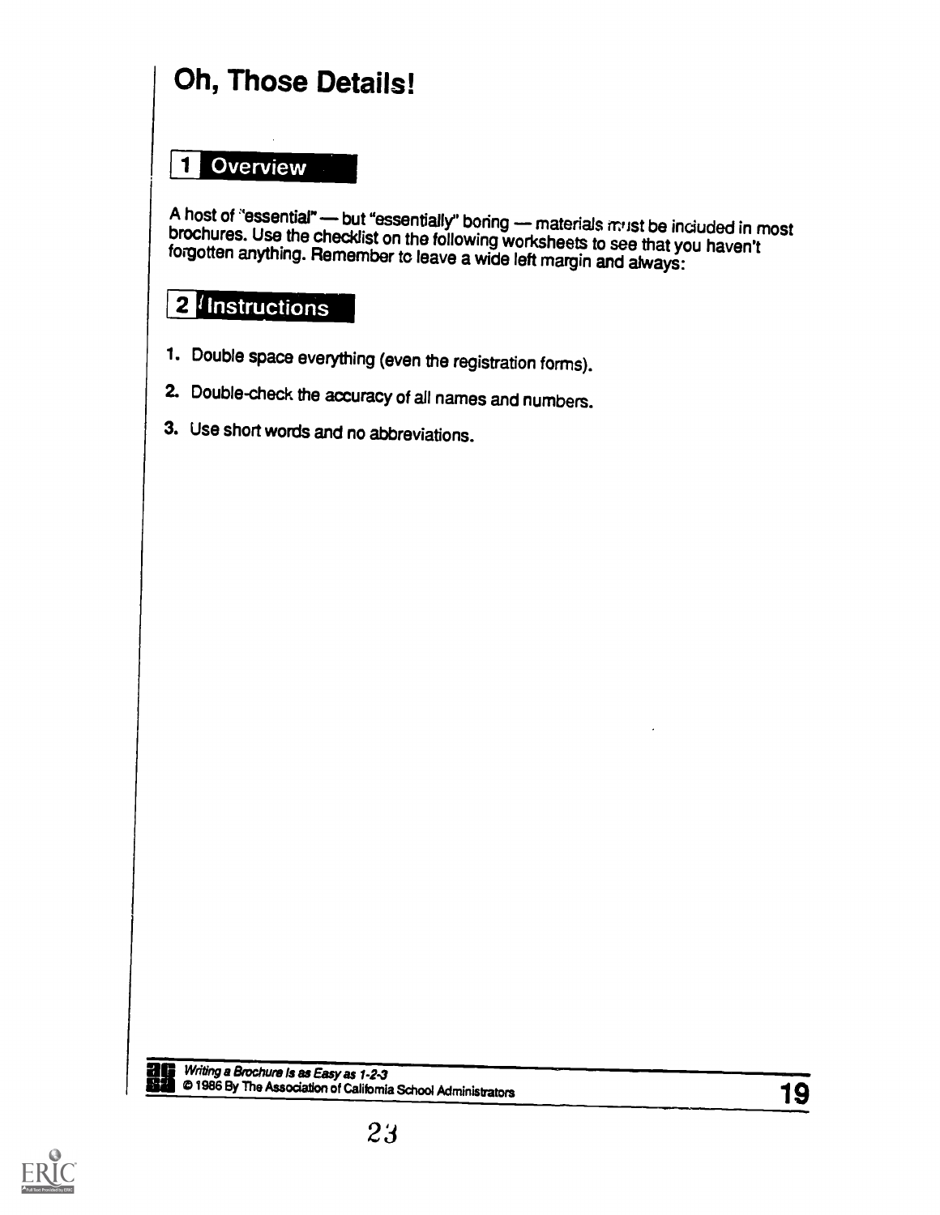# Oh, Those Details!

## 1 Overview

A host of "essential" — but "essentially" boring — materials must be included in most brochures. Use the checklist on the following worksheets to see that you haven't forgotten anything. Remember to leave a wide left margin and always:

## 2 Instructions

1. Double space everything (even the registration forms).
2. Double-check the accuracy of all names and numbers.
3. Use short words and no abbreviations.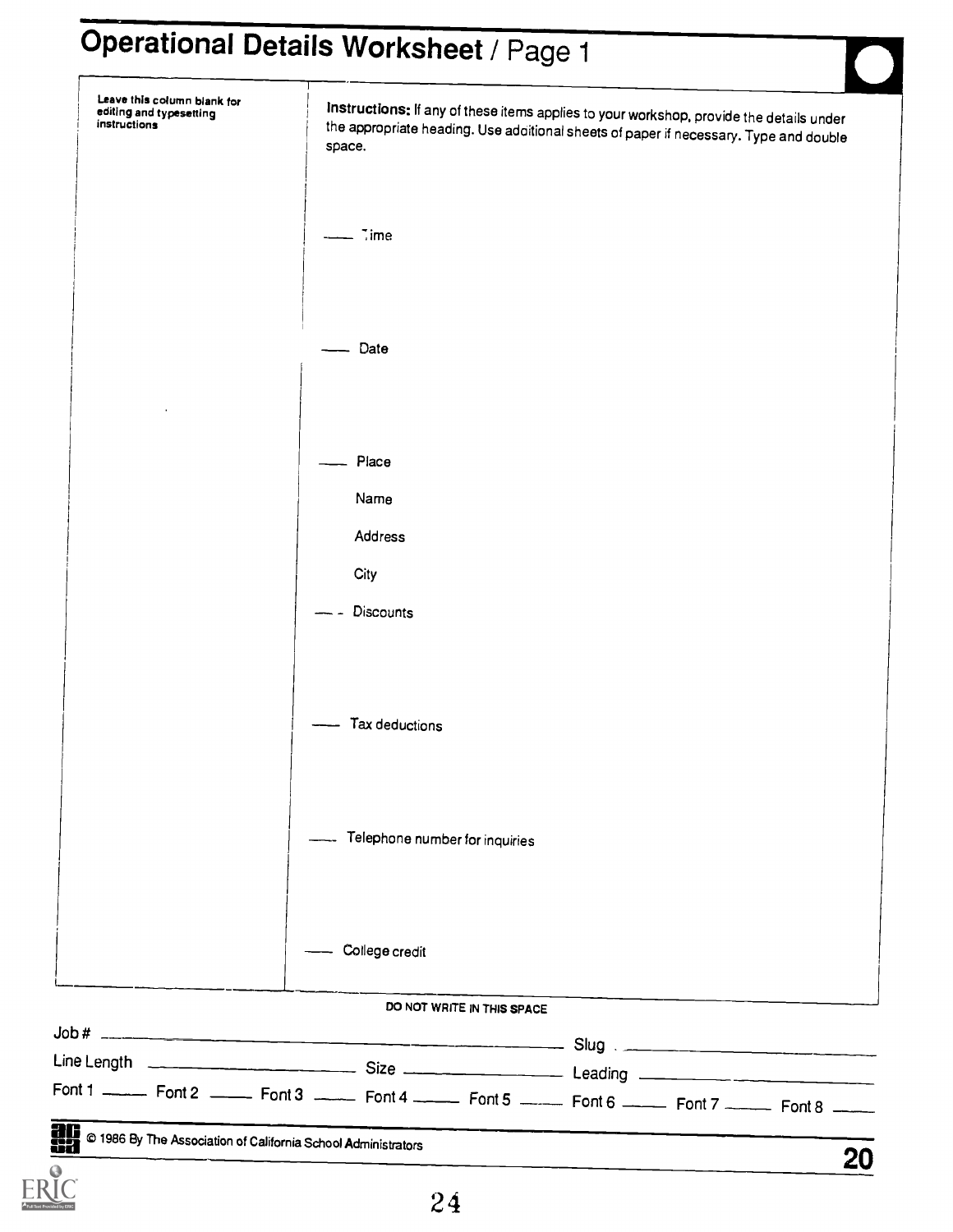# Operational Details Worksheet / Page 1

Leave this column blank for editing and typesetting instructions

**Instructions:** If any of these items applies to your workshop, provide the details under the appropriate heading. Use additional sheets of paper if necessary. Type and double space.

\_\_\_ Time

\_\_\_ Date

\_\_\_ Place

Name

Address

City

\_\_\_ Discounts

\_\_\_ Tax deductions

\_\_\_ Telephone number for inquiries

\_\_\_ College credit

DO NOT WRITE IN THIS SPACE

Job # \_\_\_\_\_\_\_\_\_\_ Slug \_\_\_\_\_\_\_\_\_\_

Line Length \_\_\_\_\_\_\_\_\_\_ Size \_\_\_\_\_\_\_\_\_\_ Leading \_\_\_\_\_\_\_\_\_\_

Font 1 \_\_\_\_ Font 2 \_\_\_\_ Font 3 \_\_\_\_ Font 4 \_\_\_\_ Font 5 \_\_\_\_ Font 6 \_\_\_\_ Font 7 \_\_\_\_ Font 8 \_\_\_\_

© 1986 By The Association of California School Administrators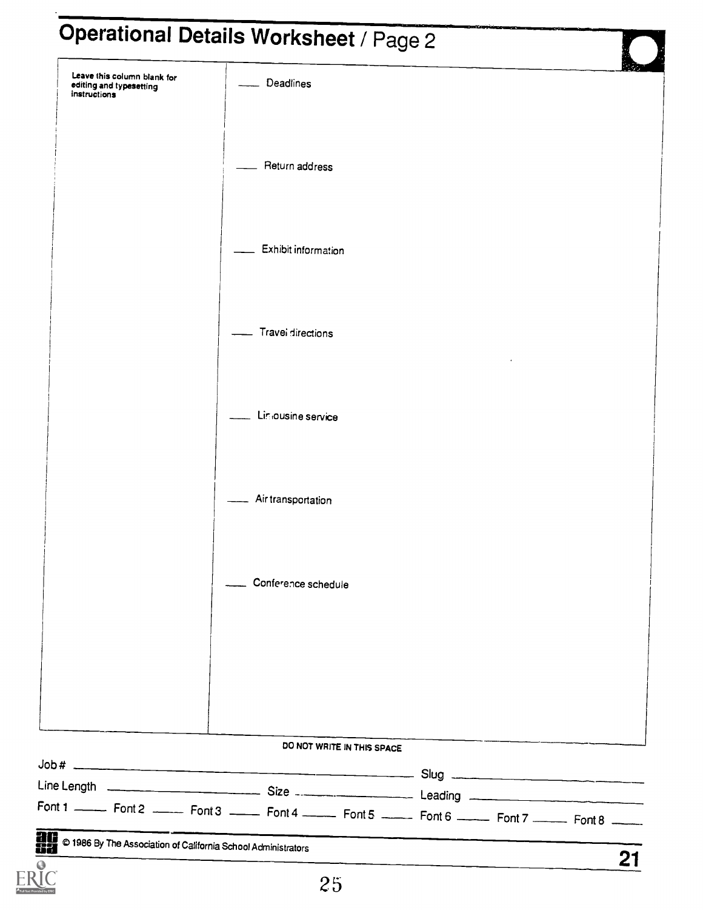# Operational Details Worksheet / Page 2

Leave this column blank for editing and typesetting instructions

___ Deadlines

___ Return address

___ Exhibit information

___ Travel directions

___ Limousine service

___ Air transportation

___ Conference schedule

DO NOT WRITE IN THIS SPACE

Job # ________________ Slug ________________

Line Length ________________ Size ________________ Leading ________________

Font 1 ____ Font 2 ____ Font 3 ____ Font 4 ____ Font 5 ____ Font 6 ____ Font 7 ____ Font 8 ____

© 1986 By The Association of California School Administrators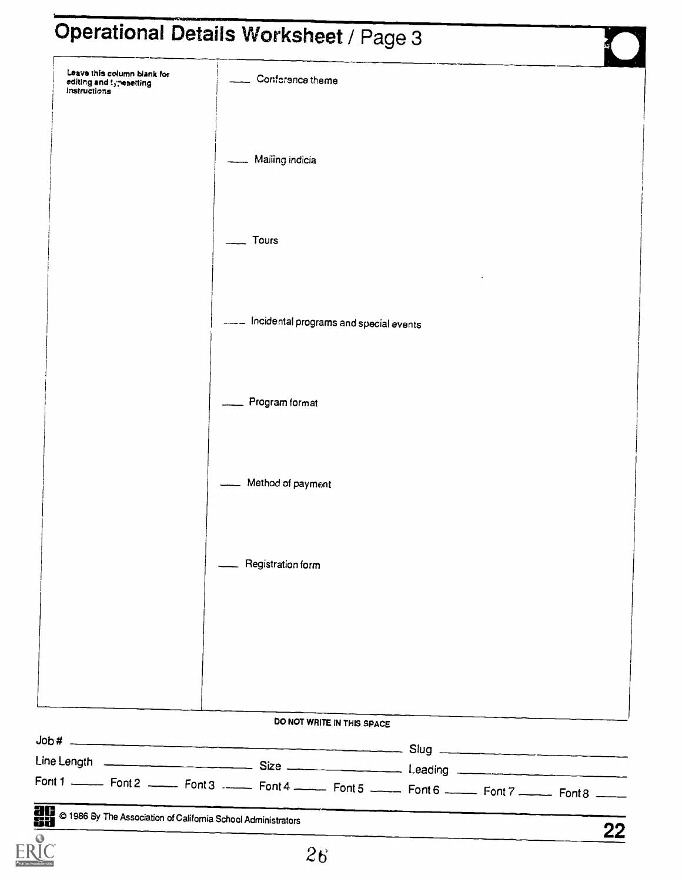# Operational Details Worksheet / Page 3

Leave this column blank for editing and typesetting instructions

___ Conference theme

___ Mailing indicia

___ Tours

___ Incidental programs and special events

___ Program format

___ Method of payment

___ Registration form

DO NOT WRITE IN THIS SPACE

Job # ______________________________ Slug ______________

Line Length ______________ Size ______________ Leading ______________

Font 1 _____ Font 2 _____ Font 3 _____ Font 4 _____ Font 5 _____ Font 6 _____ Font 7 _____ Font 8 _____

© 1986 By The Association of California School Administrators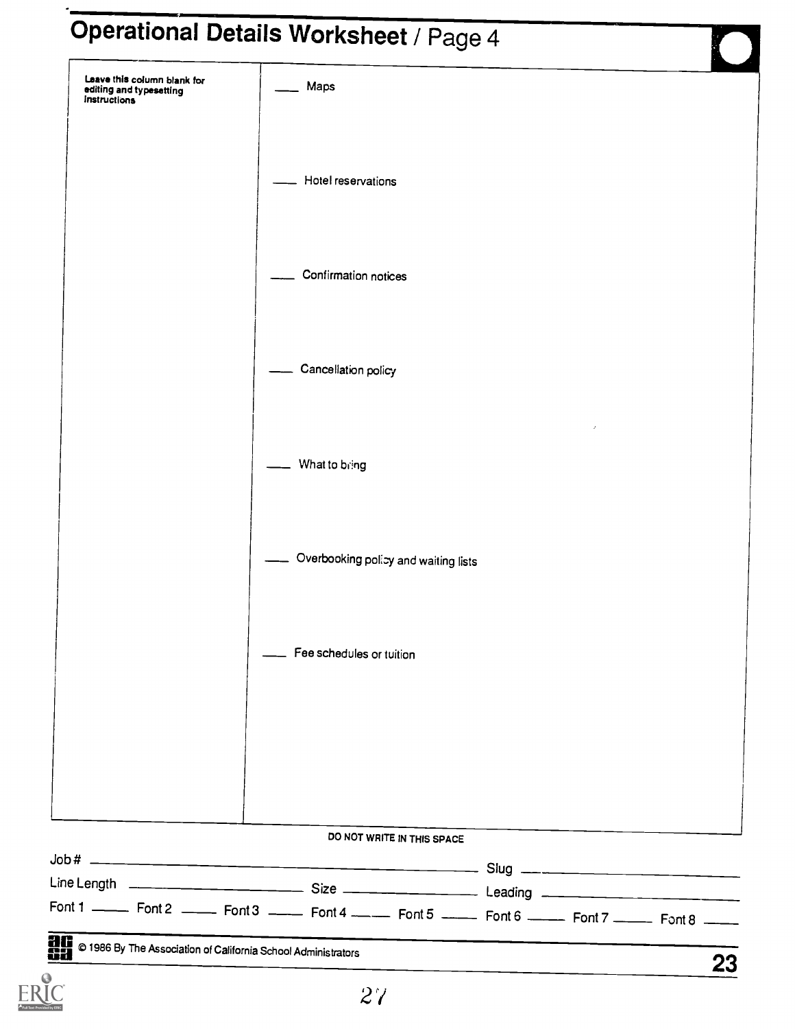# Operational Details Worksheet / Page 4

Leave this column blank for editing and typesetting instructions

___ Maps

___ Hotel reservations

___ Confirmation notices

___ Cancellation policy

___ What to bring

___ Overbooking policy and waiting lists

___ Fee schedules or tuition

DO NOT WRITE IN THIS SPACE

Job # ______________________ Slug ______________________

Line Length ______________ Size ______________ Leading ______________

Font 1 _____ Font 2 _____ Font 3 _____ Font 4 _____ Font 5 _____ Font 6 _____ Font 7 _____ Font 8 _____

© 1986 By The Association of California School Administrators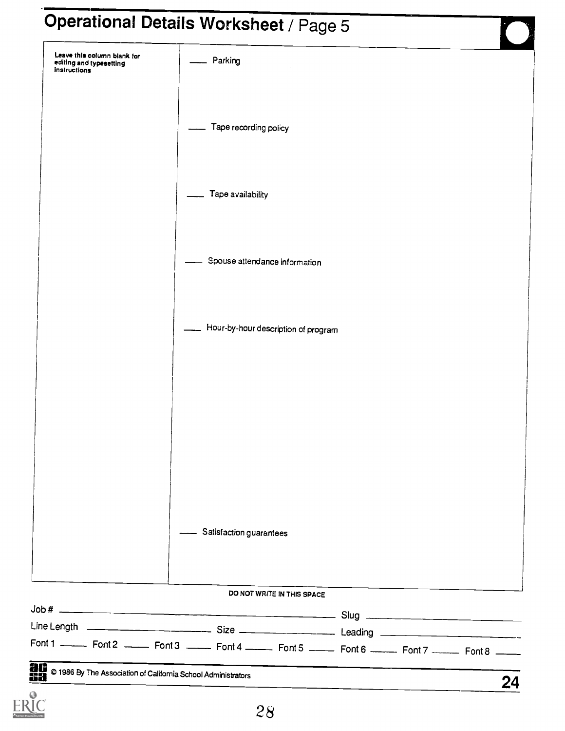# Operational Details Worksheet / Page 5

Leave this column blank for editing and typesetting instructions

___ Parking

___ Tape recording policy

___ Tape availability

___ Spouse attendance information

___ Hour-by-hour description of program

___ Satisfaction guarantees

DO NOT WRITE IN THIS SPACE

Job # ______________________ Slug ______________________

Line Length ______________ Size ______________ Leading ______________

Font 1 _____ Font 2 _____ Font 3 _____ Font 4 _____ Font 5 _____ Font 6 _____ Font 7 _____ Font 8 _____

© 1986 By The Association of California School Administrators

24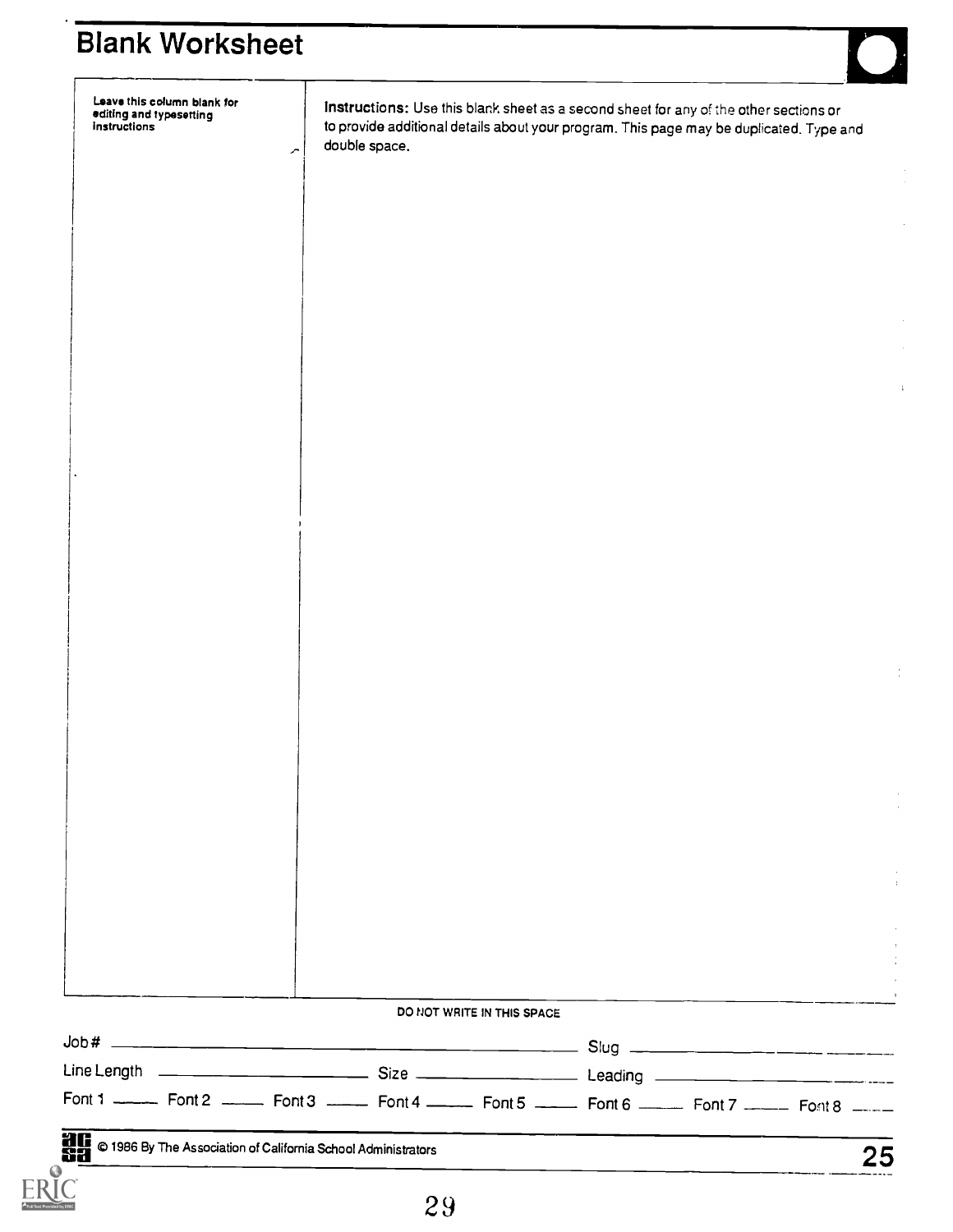# Blank Worksheet

Leave this column blank for editing and typesetting instructions

**Instructions:** Use this blank sheet as a second sheet for any of the other sections or to provide additional details about your program. This page may be duplicated. Type and double space.

DO NOT WRITE IN THIS SPACE

Job # ______ Slug ______

Line Length ______ Size ______ Leading ______

Font 1 ______ Font 2 ______ Font 3 ______ Font 4 ______ Font 5 ______ Font 6 ______ Font 7 ______ Font 8 ______

© 1986 By The Association of California School Administrators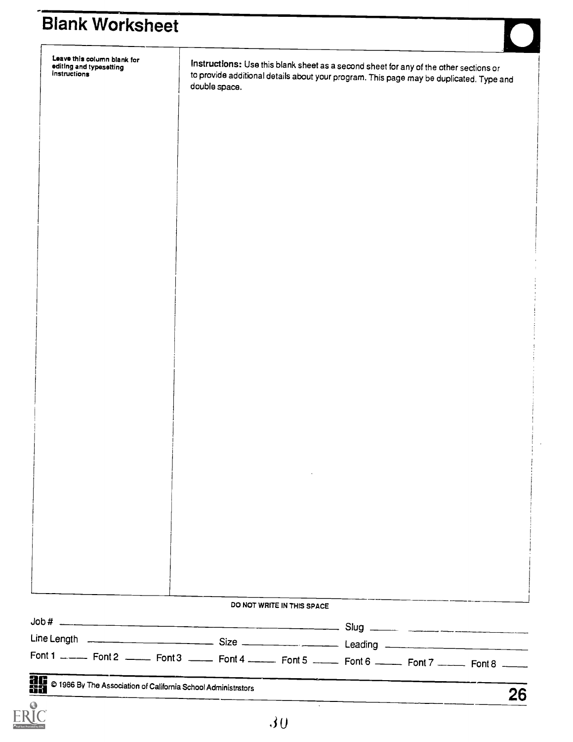# Blank Worksheet

Leave this column blank for editing and typesetting instructions

**Instructions:** Use this blank sheet as a second sheet for any of the other sections or to provide additional details about your program. This page may be duplicated. Type and double space.

DO NOT WRITE IN THIS SPACE

Job # \_\_\_\_\_\_\_\_\_\_\_\_\_\_\_\_\_\_\_\_ Slug \_\_\_\_\_\_\_\_\_\_

Line Length \_\_\_\_\_\_\_\_\_\_ Size \_\_\_\_\_\_\_\_\_\_ Leading \_\_\_\_\_\_\_\_\_\_

Font 1 \_\_\_\_ Font 2 \_\_\_\_ Font 3 \_\_\_\_ Font 4 \_\_\_\_ Font 5 \_\_\_\_ Font 6 \_\_\_\_ Font 7 \_\_\_\_ Font 8 \_\_\_\_

© 1986 By The Association of California School Administrators